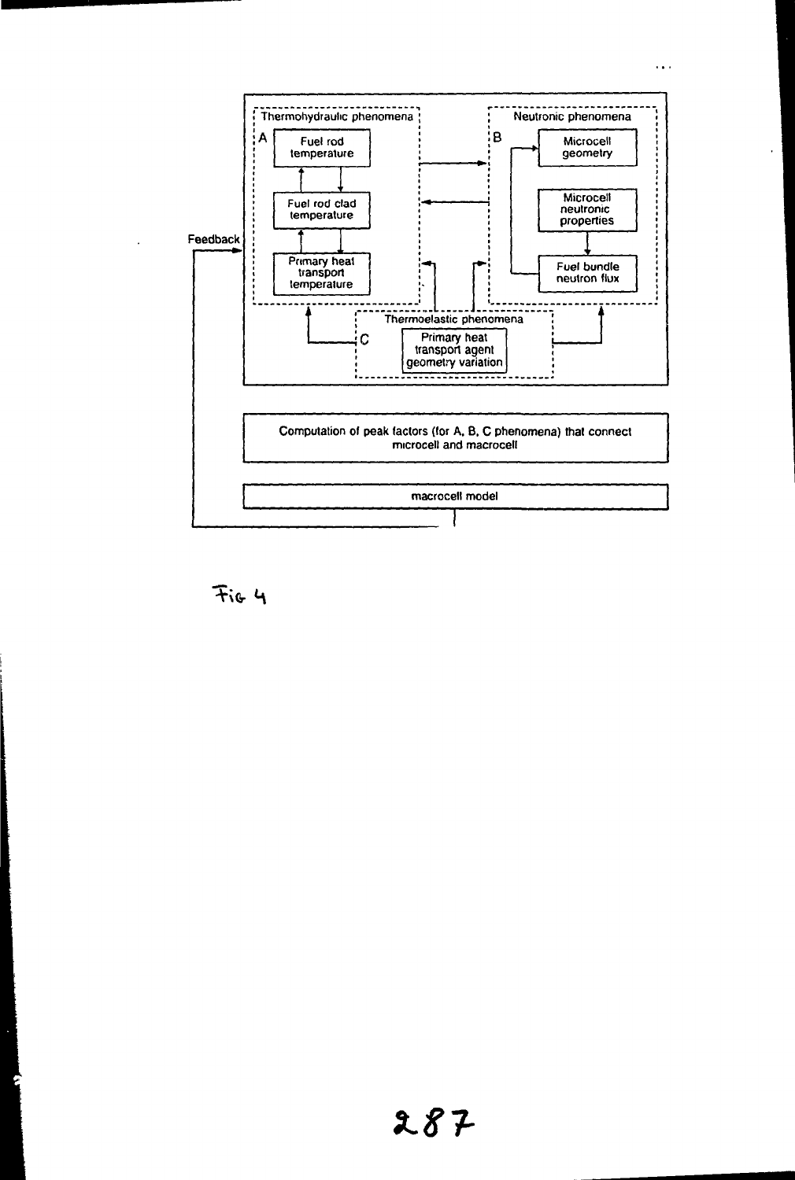Thermohydraulic phenomena

A

Fuel rod temperature

Fuel rod clad temperature

Primary heat transport temperature

Neutronic phenomena

B

Microcell geometry

Microcell neutronic properties

Fuel bundle neutron flux

Feedback

Thermoelastic phenomena

C

Primary heat transport agent geometry variation

Computation of peak factors (for A, B, C phenomena) that connect microcell and macrocell

macrocell model

Fig 4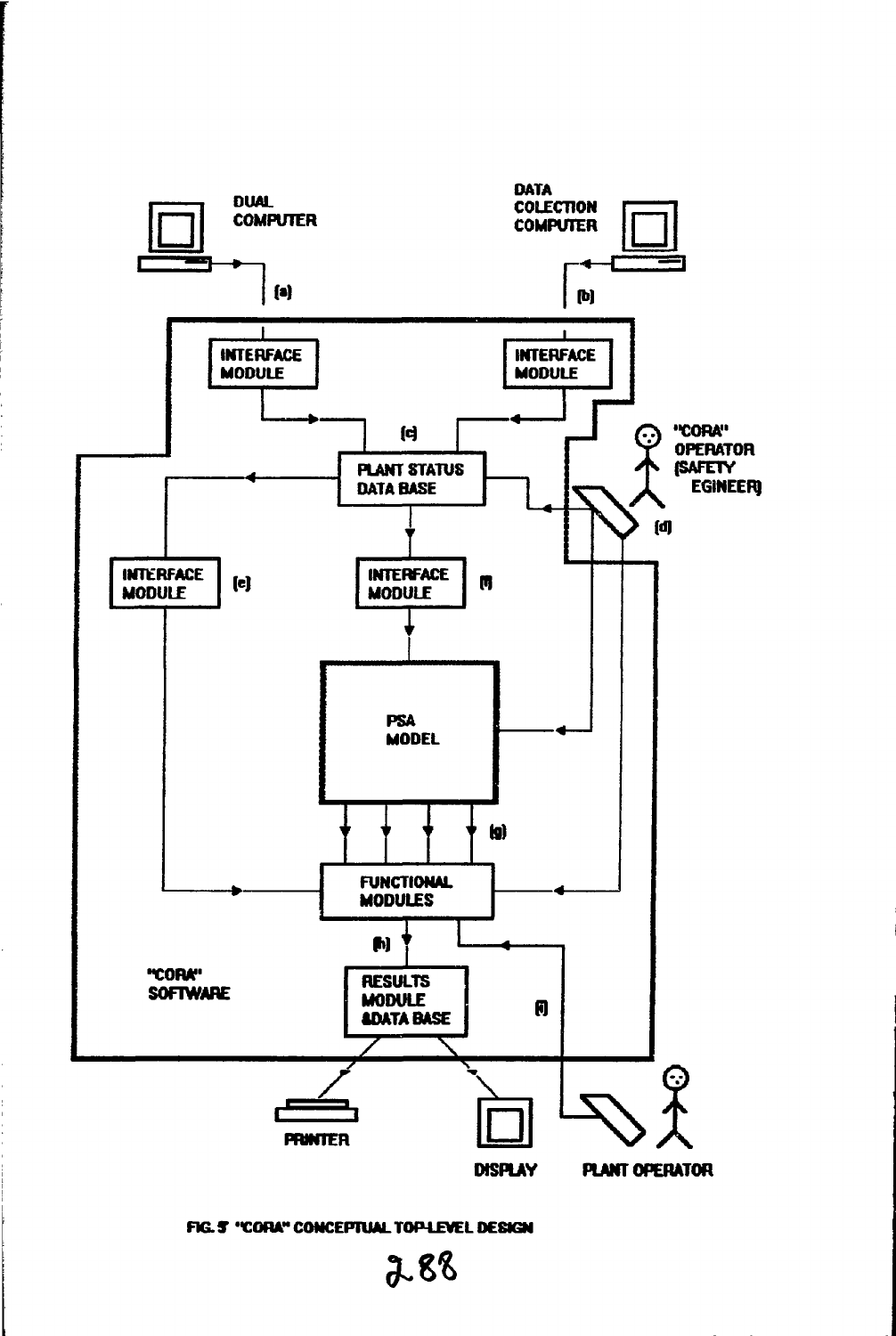DUAL COMPUTER

DATA COLECTION COMPUTER

(a)

(b)

INTERFACE MODULE

INTERFACE MODULE

(c)

PLANT STATUS DATA BASE

"CORA" OPERATOR (SAFETY EGINEER)

(d)

INTERFACE MODULE

(e)

INTERFACE MODULE

(f)

PSA MODEL

(g)

FUNCTIONAL MODULES

(h)

"CORA" SOFTWARE

RESULTS MODULE &DATA BASE

(i)

PRINTER

DISPLAY

PLANT OPERATOR

FIG. 5 "CORA" CONCEPTUAL TOP-LEVEL DESIGN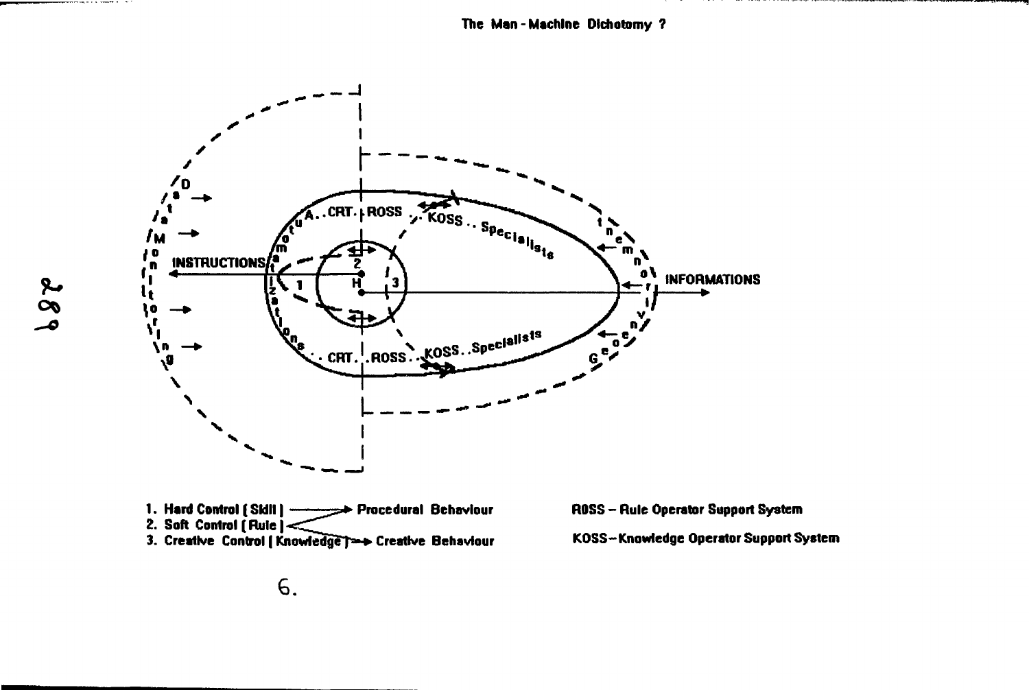## The Man-Machine Dichotomy ?

1. Hard Control ( Skill ) ——→ Procedural Behaviour
2. Soft Control ( Rule )
3. Creative Control ( Knowledge ) ——→ Creative Behaviour

ROSS – Rule Operator Support System

KOSS – Knowledge Operator Support System

6.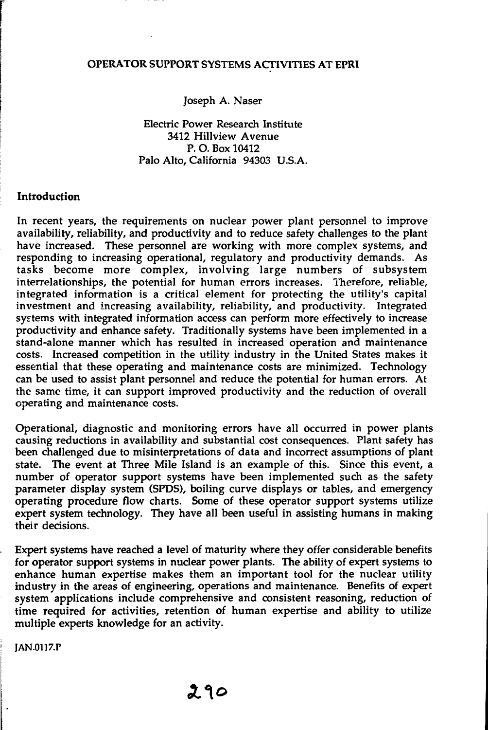# OPERATOR SUPPORT SYSTEMS ACTIVITIES AT EPRI

Joseph A. Naser

Electric Power Research Institute
3412 Hillview Avenue
P. O. Box 10412
Palo Alto, California 94303 U.S.A.

## Introduction

In recent years, the requirements on nuclear power plant personnel to improve availability, reliability, and productivity and to reduce safety challenges to the plant have increased. These personnel are working with more complex systems, and responding to increasing operational, regulatory and productivity demands. As tasks become more complex, involving large numbers of subsystem interrelationships, the potential for human errors increases. Therefore, reliable, integrated information is a critical element for protecting the utility's capital investment and increasing availability, reliability, and productivity. Integrated systems with integrated information access can perform more effectively to increase productivity and enhance safety. Traditionally systems have been implemented in a stand-alone manner which has resulted in increased operation and maintenance costs. Increased competition in the utility industry in the United States makes it essential that these operating and maintenance costs are minimized. Technology can be used to assist plant personnel and reduce the potential for human errors. At the same time, it can support improved productivity and the reduction of overall operating and maintenance costs.

Operational, diagnostic and monitoring errors have all occurred in power plants causing reductions in availability and substantial cost consequences. Plant safety has been challenged due to misinterpretations of data and incorrect assumptions of plant state. The event at Three Mile Island is an example of this. Since this event, a number of operator support systems have been implemented such as the safety parameter display system (SPDS), boiling curve displays or tables, and emergency operating procedure flow charts. Some of these operator support systems utilize expert system technology. They have all been useful in assisting humans in making their decisions.

Expert systems have reached a level of maturity where they offer considerable benefits for operator support systems in nuclear power plants. The ability of expert systems to enhance human expertise makes them an important tool for the nuclear utility industry in the areas of engineering, operations and maintenance. Benefits of expert system applications include comprehensive and consistent reasoning, reduction of time required for activities, retention of human expertise and ability to utilize multiple experts knowledge for an activity.

JAN.0117.P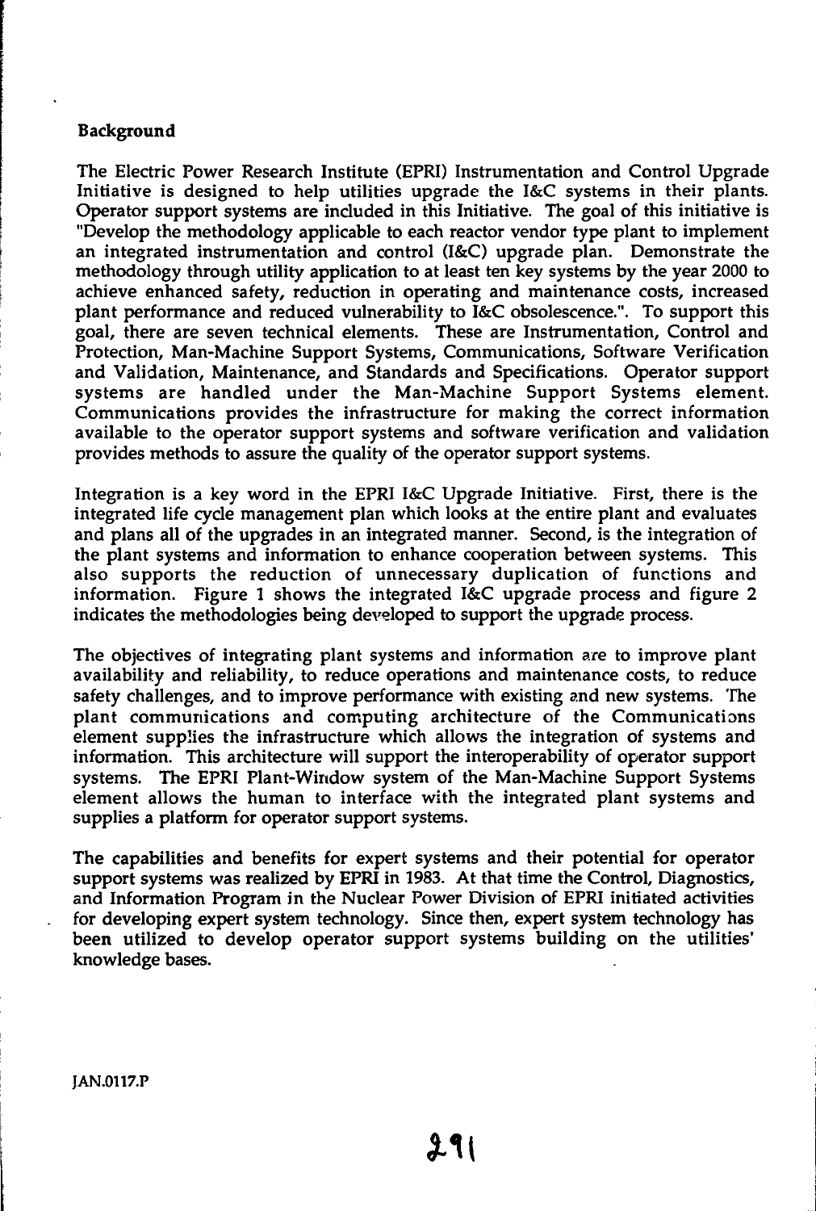### Background

The Electric Power Research Institute (EPRI) Instrumentation and Control Upgrade Initiative is designed to help utilities upgrade the I&C systems in their plants. Operator support systems are included in this Initiative. The goal of this initiative is "Develop the methodology applicable to each reactor vendor type plant to implement an integrated instrumentation and control (I&C) upgrade plan. Demonstrate the methodology through utility application to at least ten key systems by the year 2000 to achieve enhanced safety, reduction in operating and maintenance costs, increased plant performance and reduced vulnerability to I&C obsolescence.". To support this goal, there are seven technical elements. These are Instrumentation, Control and Protection, Man-Machine Support Systems, Communications, Software Verification and Validation, Maintenance, and Standards and Specifications. Operator support systems are handled under the Man-Machine Support Systems element. Communications provides the infrastructure for making the correct information available to the operator support systems and software verification and validation provides methods to assure the quality of the operator support systems.

Integration is a key word in the EPRI I&C Upgrade Initiative. First, there is the integrated life cycle management plan which looks at the entire plant and evaluates and plans all of the upgrades in an integrated manner. Second, is the integration of the plant systems and information to enhance cooperation between systems. This also supports the reduction of unnecessary duplication of functions and information. Figure 1 shows the integrated I&C upgrade process and figure 2 indicates the methodologies being developed to support the upgrade process.

The objectives of integrating plant systems and information are to improve plant availability and reliability, to reduce operations and maintenance costs, to reduce safety challenges, and to improve performance with existing and new systems. The plant communications and computing architecture of the Communications element supplies the infrastructure which allows the integration of systems and information. This architecture will support the interoperability of operator support systems. The EPRI Plant-Window system of the Man-Machine Support Systems element allows the human to interface with the integrated plant systems and supplies a platform for operator support systems.

The capabilities and benefits for expert systems and their potential for operator support systems was realized by EPRI in 1983. At that time the Control, Diagnostics, and Information Program in the Nuclear Power Division of EPRI initiated activities for developing expert system technology. Since then, expert system technology has been utilized to develop operator support systems building on the utilities' knowledge bases.

JAN.0117.P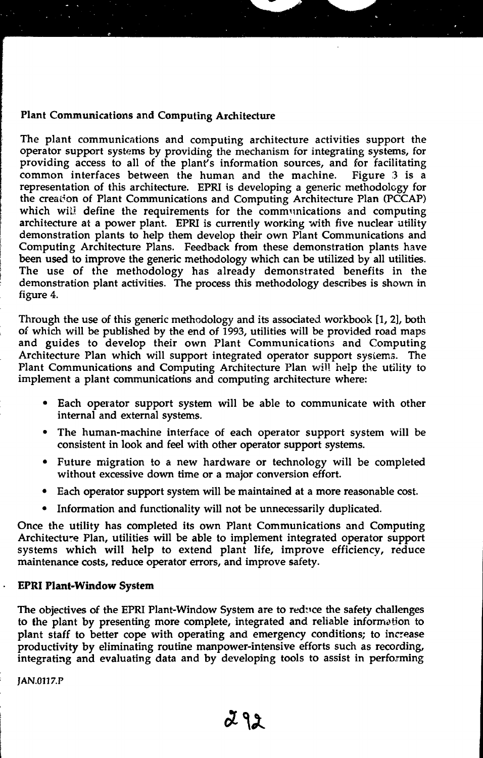**Plant Communications and Computing Architecture**

The plant communications and computing architecture activities support the operator support systems by providing the mechanism for integrating systems, for providing access to all of the plant's information sources, and for facilitating common interfaces between the human and the machine. Figure 3 is a representation of this architecture. EPRI is developing a generic methodology for the creation of Plant Communications and Computing Architecture Plan (PCCAP) which will define the requirements for the communications and computing architecture at a power plant. EPRI is currently working with five nuclear utility demonstration plants to help them develop their own Plant Communications and Computing Architecture Plans. Feedback from these demonstration plants have been used to improve the generic methodology which can be utilized by all utilities. The use of the methodology has already demonstrated benefits in the demonstration plant activities. The process this methodology describes is shown in figure 4.

Through the use of this generic methodology and its associated workbook [1, 2], both of which will be published by the end of 1993, utilities will be provided road maps and guides to develop their own Plant Communications and Computing Architecture Plan which will support integrated operator support systems. The Plant Communications and Computing Architecture Plan will help the utility to implement a plant communications and computing architecture where:

- Each operator support system will be able to communicate with other internal and external systems.
- The human-machine interface of each operator support system will be consistent in look and feel with other operator support systems.
- Future migration to a new hardware or technology will be completed without excessive down time or a major conversion effort.
- Each operator support system will be maintained at a more reasonable cost.
- Information and functionality will not be unnecessarily duplicated.

Once the utility has completed its own Plant Communications and Computing Architecture Plan, utilities will be able to implement integrated operator support systems which will help to extend plant life, improve efficiency, reduce maintenance costs, reduce operator errors, and improve safety.

**EPRI Plant-Window System**

The objectives of the EPRI Plant-Window System are to reduce the safety challenges to the plant by presenting more complete, integrated and reliable information to plant staff to better cope with operating and emergency conditions; to increase productivity by eliminating routine manpower-intensive efforts such as recording, integrating and evaluating data and by developing tools to assist in performing

JAN.0117.P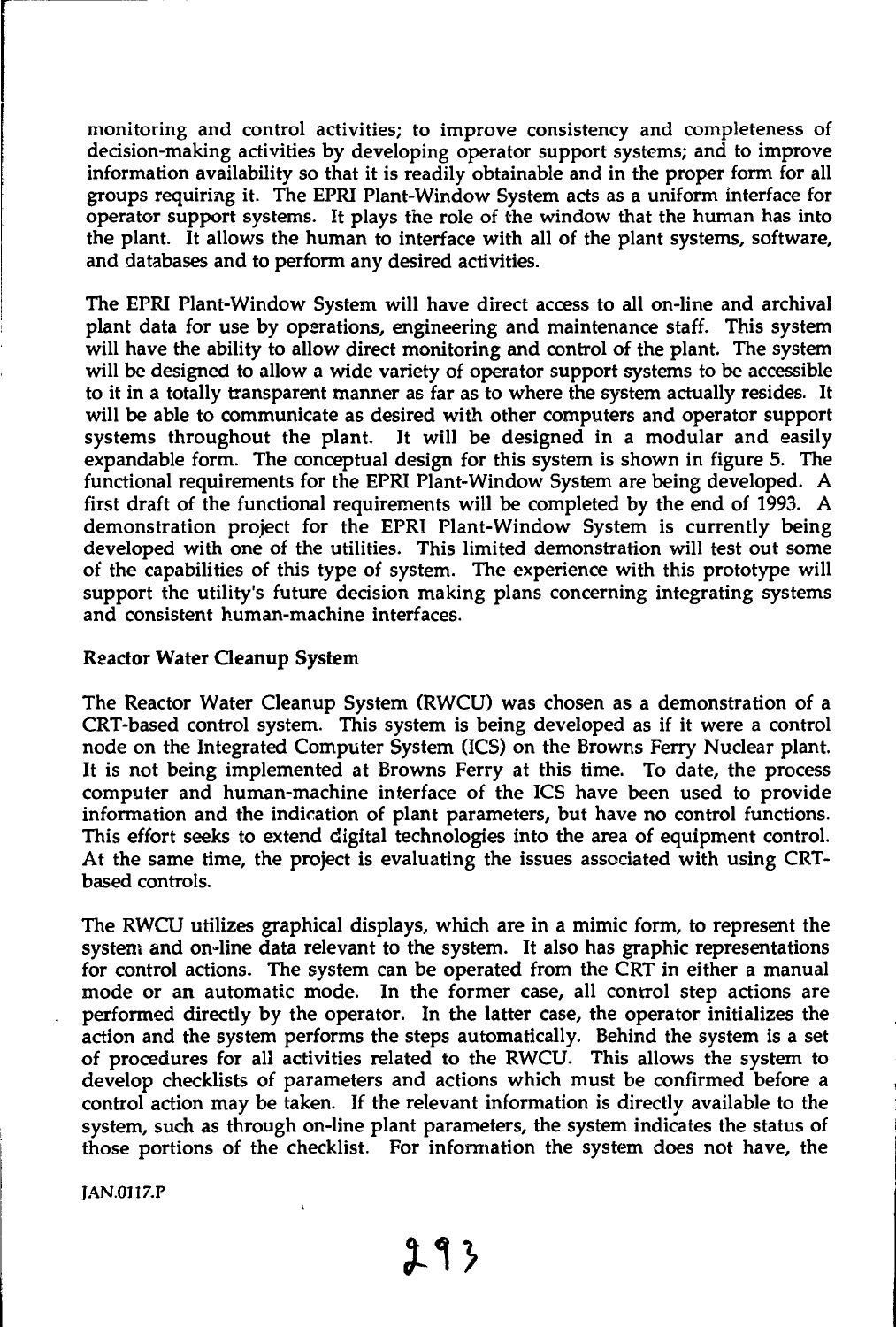monitoring and control activities; to improve consistency and completeness of decision-making activities by developing operator support systems; and to improve information availability so that it is readily obtainable and in the proper form for all groups requiring it. The EPRI Plant-Window System acts as a uniform interface for operator support systems. It plays the role of the window that the human has into the plant. It allows the human to interface with all of the plant systems, software, and databases and to perform any desired activities.

The EPRI Plant-Window System will have direct access to all on-line and archival plant data for use by operations, engineering and maintenance staff. This system will have the ability to allow direct monitoring and control of the plant. The system will be designed to allow a wide variety of operator support systems to be accessible to it in a totally transparent manner as far as to where the system actually resides. It will be able to communicate as desired with other computers and operator support systems throughout the plant. It will be designed in a modular and easily expandable form. The conceptual design for this system is shown in figure 5. The functional requirements for the EPRI Plant-Window System are being developed. A first draft of the functional requirements will be completed by the end of 1993. A demonstration project for the EPRI Plant-Window System is currently being developed with one of the utilities. This limited demonstration will test out some of the capabilities of this type of system. The experience with this prototype will support the utility's future decision making plans concerning integrating systems and consistent human-machine interfaces.

**Reactor Water Cleanup System**

The Reactor Water Cleanup System (RWCU) was chosen as a demonstration of a CRT-based control system. This system is being developed as if it were a control node on the Integrated Computer System (ICS) on the Browns Ferry Nuclear plant. It is not being implemented at Browns Ferry at this time. To date, the process computer and human-machine interface of the ICS have been used to provide information and the indication of plant parameters, but have no control functions. This effort seeks to extend digital technologies into the area of equipment control. At the same time, the project is evaluating the issues associated with using CRT-based controls.

The RWCU utilizes graphical displays, which are in a mimic form, to represent the system and on-line data relevant to the system. It also has graphic representations for control actions. The system can be operated from the CRT in either a manual mode or an automatic mode. In the former case, all control step actions are performed directly by the operator. In the latter case, the operator initializes the action and the system performs the steps automatically. Behind the system is a set of procedures for all activities related to the RWCU. This allows the system to develop checklists of parameters and actions which must be confirmed before a control action may be taken. If the relevant information is directly available to the system, such as through on-line plant parameters, the system indicates the status of those portions of the checklist. For information the system does not have, the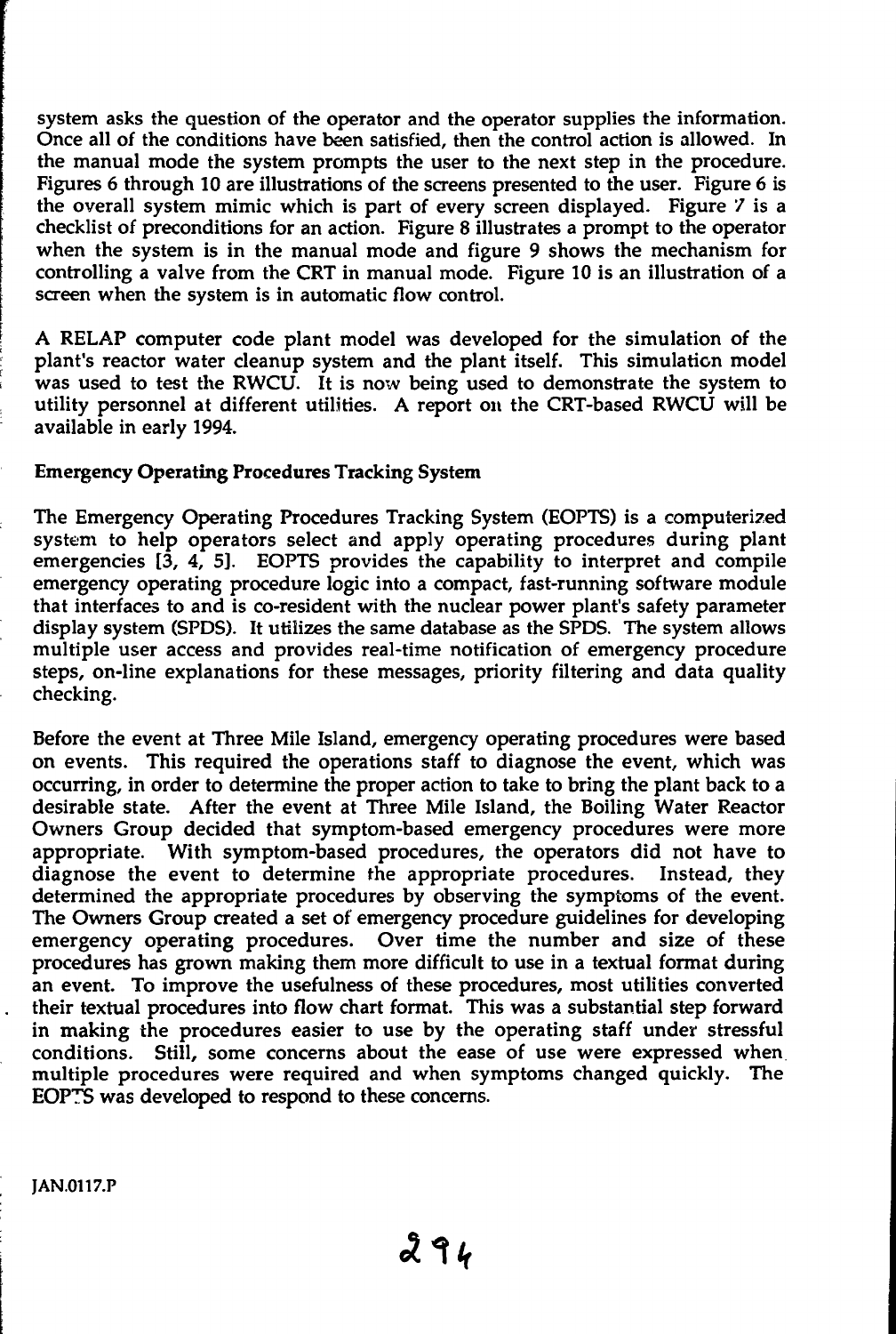system asks the question of the operator and the operator supplies the information. Once all of the conditions have been satisfied, then the control action is allowed. In the manual mode the system prompts the user to the next step in the procedure. Figures 6 through 10 are illustrations of the screens presented to the user. Figure 6 is the overall system mimic which is part of every screen displayed. Figure 7 is a checklist of preconditions for an action. Figure 8 illustrates a prompt to the operator when the system is in the manual mode and figure 9 shows the mechanism for controlling a valve from the CRT in manual mode. Figure 10 is an illustration of a screen when the system is in automatic flow control.

A RELAP computer code plant model was developed for the simulation of the plant's reactor water cleanup system and the plant itself. This simulation model was used to test the RWCU. It is now being used to demonstrate the system to utility personnel at different utilities. A report on the CRT-based RWCU will be available in early 1994.

**Emergency Operating Procedures Tracking System**

The Emergency Operating Procedures Tracking System (EOPTS) is a computerized system to help operators select and apply operating procedures during plant emergencies [3, 4, 5]. EOPTS provides the capability to interpret and compile emergency operating procedure logic into a compact, fast-running software module that interfaces to and is co-resident with the nuclear power plant's safety parameter display system (SPDS). It utilizes the same database as the SPDS. The system allows multiple user access and provides real-time notification of emergency procedure steps, on-line explanations for these messages, priority filtering and data quality checking.

Before the event at Three Mile Island, emergency operating procedures were based on events. This required the operations staff to diagnose the event, which was occurring, in order to determine the proper action to take to bring the plant back to a desirable state. After the event at Three Mile Island, the Boiling Water Reactor Owners Group decided that symptom-based emergency procedures were more appropriate. With symptom-based procedures, the operators did not have to diagnose the event to determine the appropriate procedures. Instead, they determined the appropriate procedures by observing the symptoms of the event. The Owners Group created a set of emergency procedure guidelines for developing emergency operating procedures. Over time the number and size of these procedures has grown making them more difficult to use in a textual format during an event. To improve the usefulness of these procedures, most utilities converted their textual procedures into flow chart format. This was a substantial step forward in making the procedures easier to use by the operating staff under stressful conditions. Still, some concerns about the ease of use were expressed when multiple procedures were required and when symptoms changed quickly. The EOPTS was developed to respond to these concerns.

JAN.0117.P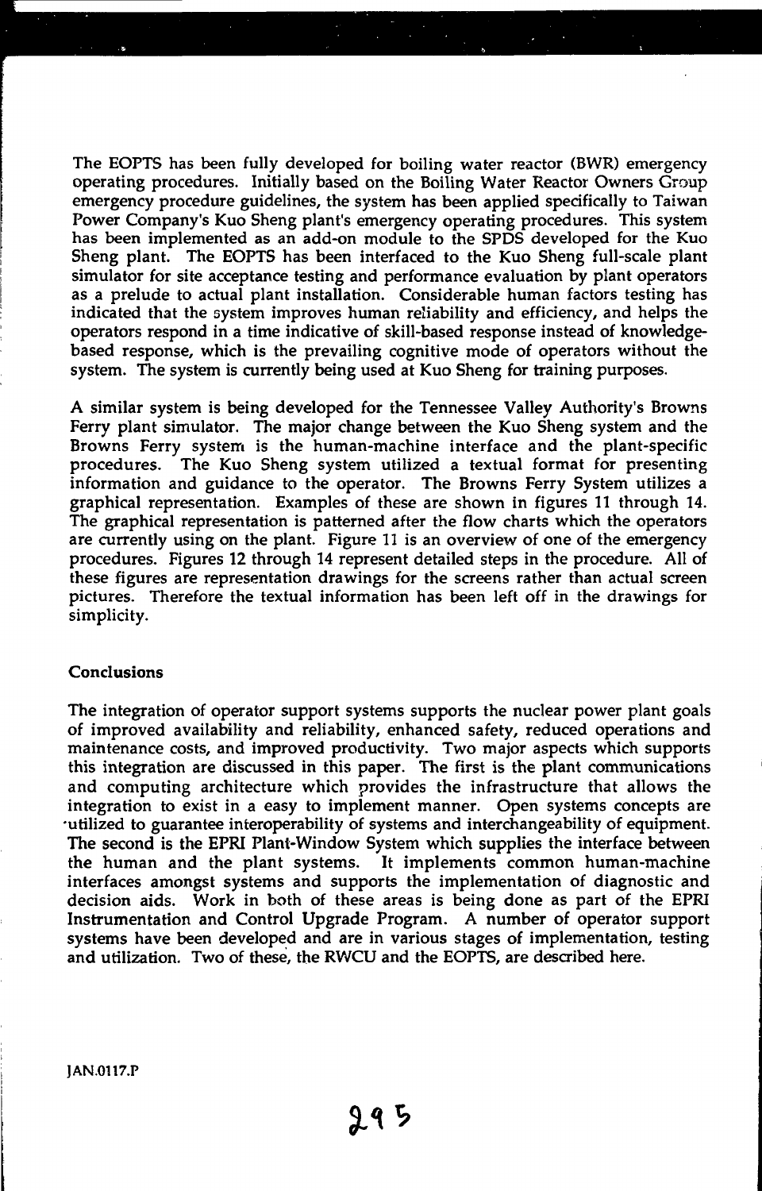The EOPTS has been fully developed for boiling water reactor (BWR) emergency operating procedures. Initially based on the Boiling Water Reactor Owners Group emergency procedure guidelines, the system has been applied specifically to Taiwan Power Company's Kuo Sheng plant's emergency operating procedures. This system has been implemented as an add-on module to the SPDS developed for the Kuo Sheng plant. The EOPTS has been interfaced to the Kuo Sheng full-scale plant simulator for site acceptance testing and performance evaluation by plant operators as a prelude to actual plant installation. Considerable human factors testing has indicated that the system improves human reliability and efficiency, and helps the operators respond in a time indicative of skill-based response instead of knowledge-based response, which is the prevailing cognitive mode of operators without the system. The system is currently being used at Kuo Sheng for training purposes.

A similar system is being developed for the Tennessee Valley Authority's Browns Ferry plant simulator. The major change between the Kuo Sheng system and the Browns Ferry system is the human-machine interface and the plant-specific procedures. The Kuo Sheng system utilized a textual format for presenting information and guidance to the operator. The Browns Ferry System utilizes a graphical representation. Examples of these are shown in figures 11 through 14. The graphical representation is patterned after the flow charts which the operators are currently using on the plant. Figure 11 is an overview of one of the emergency procedures. Figures 12 through 14 represent detailed steps in the procedure. All of these figures are representation drawings for the screens rather than actual screen pictures. Therefore the textual information has been left off in the drawings for simplicity.

## Conclusions

The integration of operator support systems supports the nuclear power plant goals of improved availability and reliability, enhanced safety, reduced operations and maintenance costs, and improved productivity. Two major aspects which supports this integration are discussed in this paper. The first is the plant communications and computing architecture which provides the infrastructure that allows the integration to exist in a easy to implement manner. Open systems concepts are utilized to guarantee interoperability of systems and interchangeability of equipment. The second is the EPRI Plant-Window System which supplies the interface between the human and the plant systems. It implements common human-machine interfaces amongst systems and supports the implementation of diagnostic and decision aids. Work in both of these areas is being done as part of the EPRI Instrumentation and Control Upgrade Program. A number of operator support systems have been developed and are in various stages of implementation, testing and utilization. Two of these, the RWCU and the EOPTS, are described here.

JAN.0117.P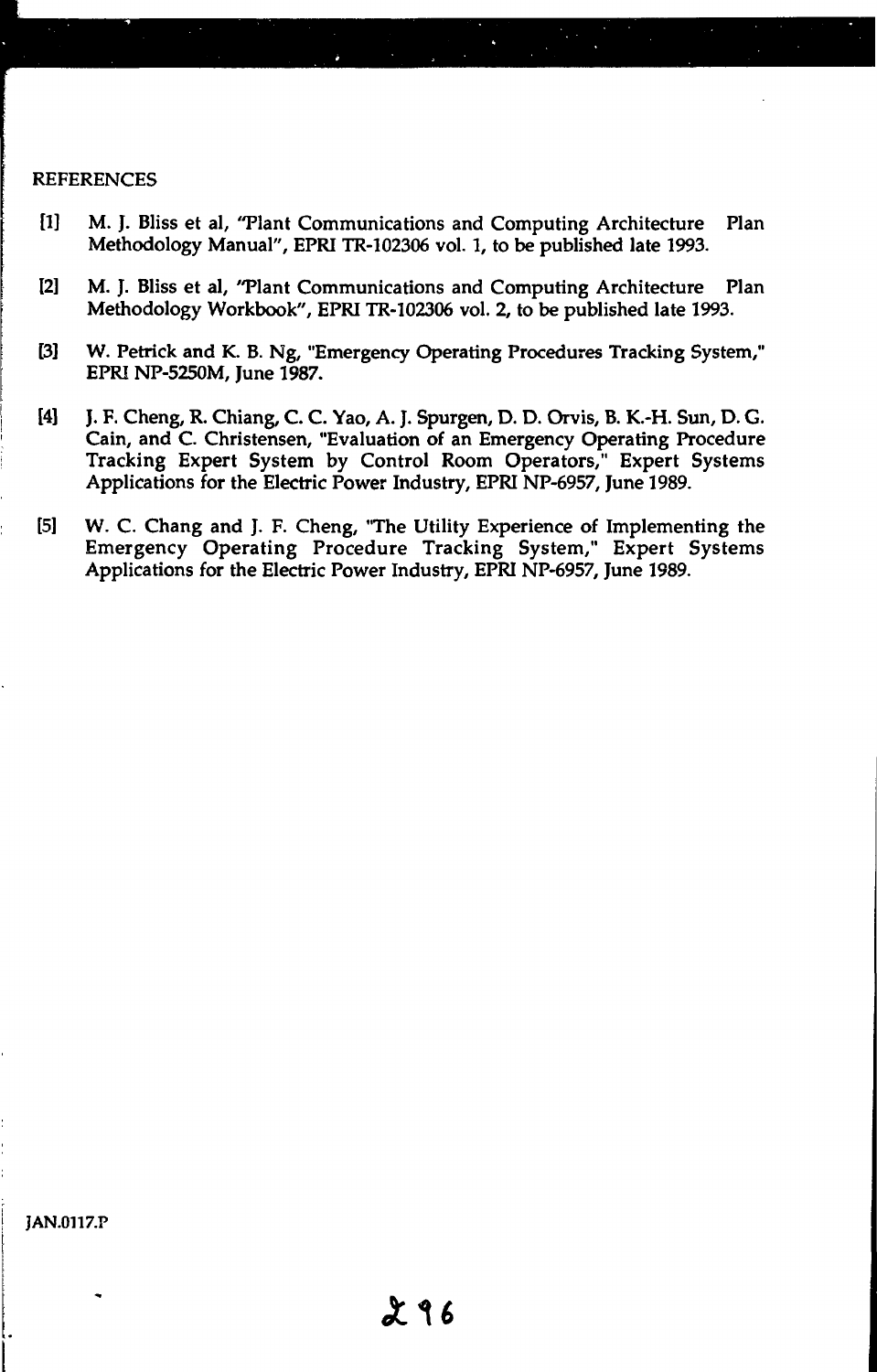REFERENCES

[1] M. J. Bliss et al, "Plant Communications and Computing Architecture Plan Methodology Manual", EPRI TR-102306 vol. 1, to be published late 1993.

[2] M. J. Bliss et al, "Plant Communications and Computing Architecture Plan Methodology Workbook", EPRI TR-102306 vol. 2, to be published late 1993.

[3] W. Petrick and K. B. Ng, "Emergency Operating Procedures Tracking System," EPRI NP-5250M, June 1987.

[4] J. F. Cheng, R. Chiang, C. C. Yao, A. J. Spurgen, D. D. Orvis, B. K.-H. Sun, D. G. Cain, and C. Christensen, "Evaluation of an Emergency Operating Procedure Tracking Expert System by Control Room Operators," Expert Systems Applications for the Electric Power Industry, EPRI NP-6957, June 1989.

[5] W. C. Chang and J. F. Cheng, "The Utility Experience of Implementing the Emergency Operating Procedure Tracking System," Expert Systems Applications for the Electric Power Industry, EPRI NP-6957, June 1989.

JAN.0117.P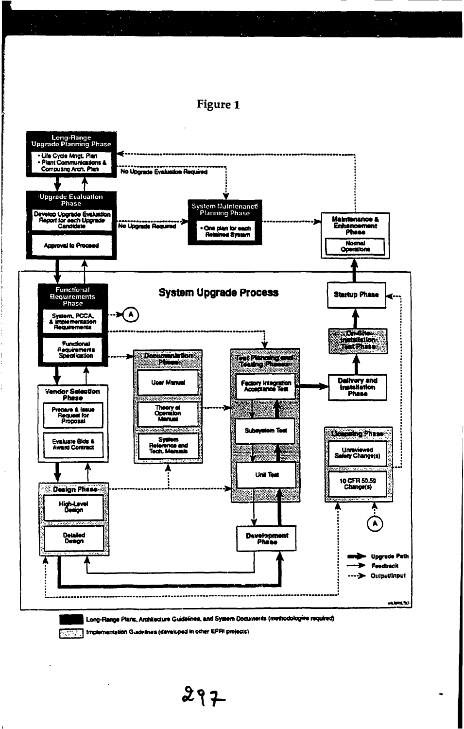# Figure 1

**Long-Range Upgrade Planning Phase**
- Life Cycle Mngt. Plan
- Plant Communications & Computing Arch. Plan

No Upgrade Evaluation Required

**Upgrade Evaluation Phase**
- Develop Upgrade Evaluation Report for each Upgrade Candidate
- Approval to Proceed

No Upgrade Required

**System Maintenance Planning Phase**
- One plan for each Retained System

**Maintenance & Enhancement Phase**
- Normal Operations

## System Upgrade Process

**Functional Requirements Phase**
- System, PCCA, & Implementation Requirements
- Functional Requirements Specification

**Documentation Phase**
- User Manual
- Theory of Operation Manual
- System Reference and Tech. Manuals

**Test Planning and Testing Phases**
- Factory Integration Acceptance Test
- Subsystem Test
- Unit Test

**Startup Phase**

**On-Site Installation Test Phase**

**Delivery and Installation Phase**

**Vendor Selection Phase**
- Prepare & Issue Request for Proposal
- Evaluate Bids & Award Contract

**Licensing Phase**
- Unreviewed Safety Change(s)
- 10 CFR 50.59 Change(s)

**Design Phase**
- High-Level Design
- Detailed Design

**Development Phase**

Upgrade Path
Feedback
Output/Input

Long-Range Plans, Architecture Guidelines, and System Documents (methodologies required)

Implementation Guidelines (developed in other EPRI projects)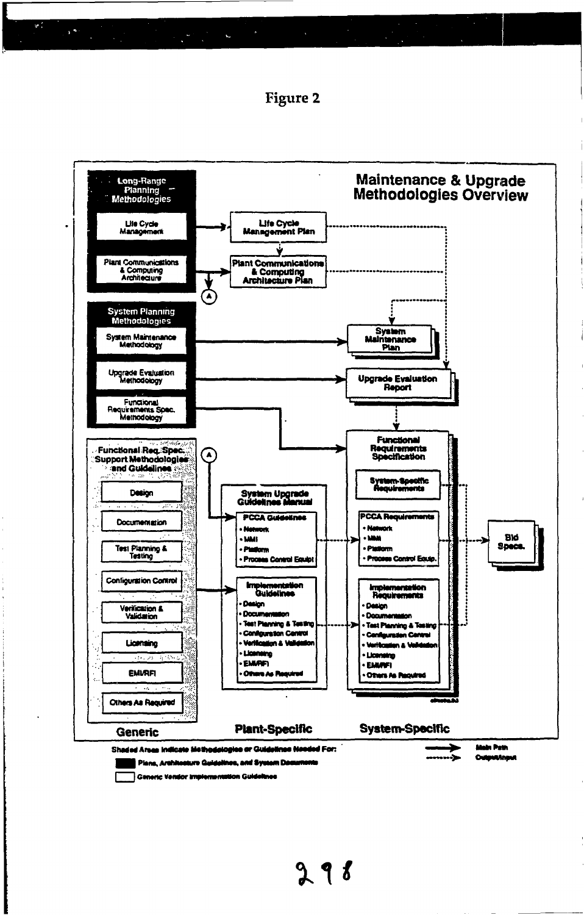# Figure 2

## Maintenance & Upgrade Methodologies Overview

**Long-Range Planning Methodologies**
- Life Cycle Management → Life Cycle Management Plan
- Plant Communications & Computing Architecture → Plant Communications & Computing Architecture Plan

**System Planning Methodologies**
- System Maintenance Methodology → System Maintenance Plan
- Upgrade Evaluation Methodology → Upgrade Evaluation Report
- Functional Requirements Spec. Methodology → Functional Requirements Specification

**Functional Req. Spec. Support Methodologies and Guidelines**
- Design
- Documentation
- Test Planning & Testing
- Configuration Control
- Verification & Validation
- Licensing
- EMI/RFI
- Others As Required

**System Upgrade Guidelines Manual**

PCCA Guidelines
- Network
- MMI
- Platform
- Process Control Equipt

Implementation Guidelines
- Design
- Documentation
- Test Planning & Testing
- Configuration Control
- Verification & Validation
- Licensing
- EMI/RFI
- Others As Required

**Functional Requirements Specification**

System-Specific Requirements

PCCA Requirements
- Network
- MMI
- Platform
- Process Control Equip.

Implementation Requirements
- Design
- Documentation
- Test Planning & Testing
- Configuration Control
- Verification & Validation
- Licensing
- EMI/RFI
- Others As Required

→ Bid Specs.

Generic | Plant-Specific | System-Specific

Shaded Areas Indicate Methodologies or Guidelines Needed For:
- ■ Plans, Architecture Guidelines, and System Documents
- □ Generic Vendor Implementation Guidelines

——→ Main Path
- - - -→ Output/Input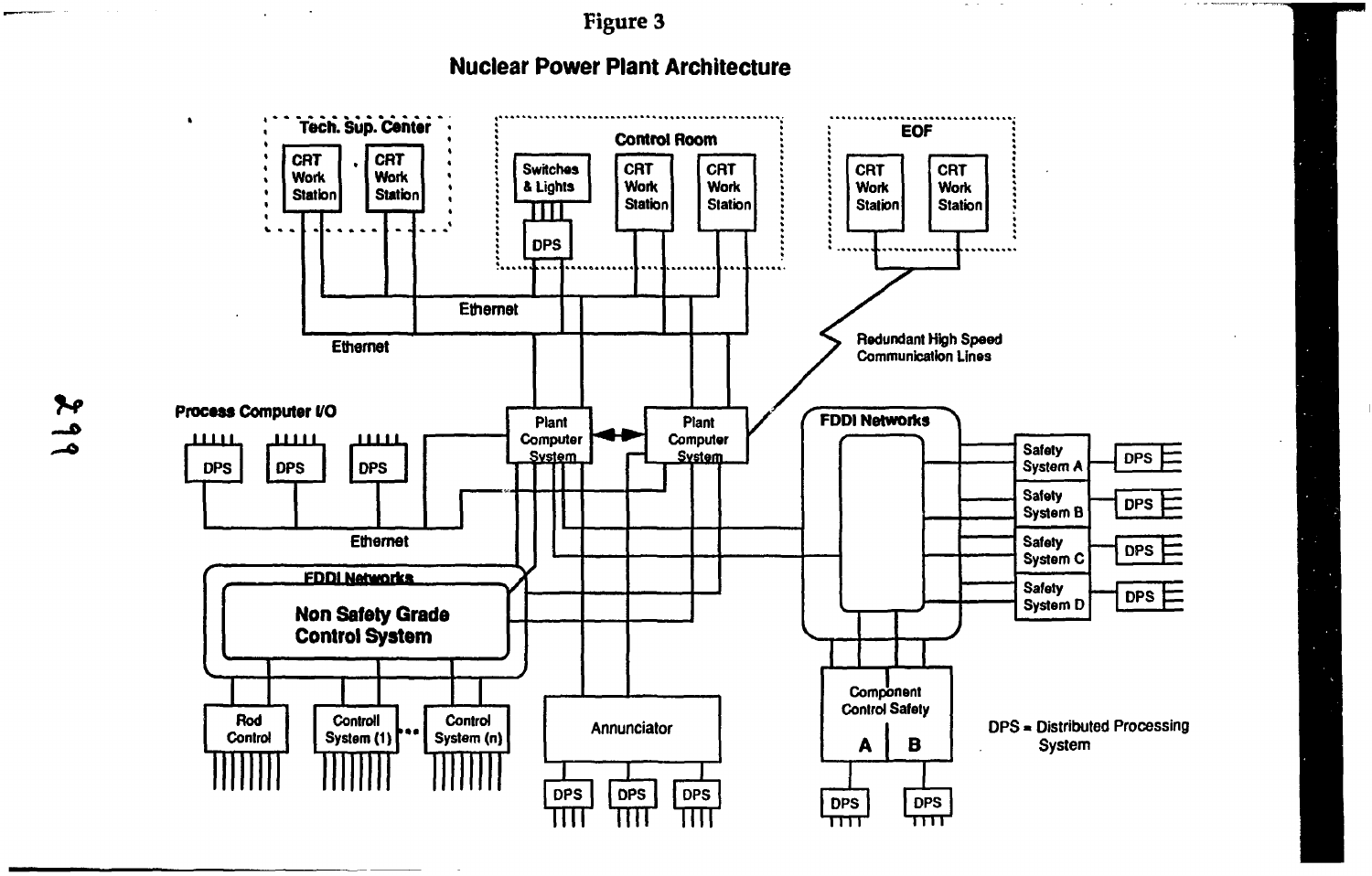**Figure 3**

**Nuclear Power Plant Architecture**

DPS = Distributed Processing System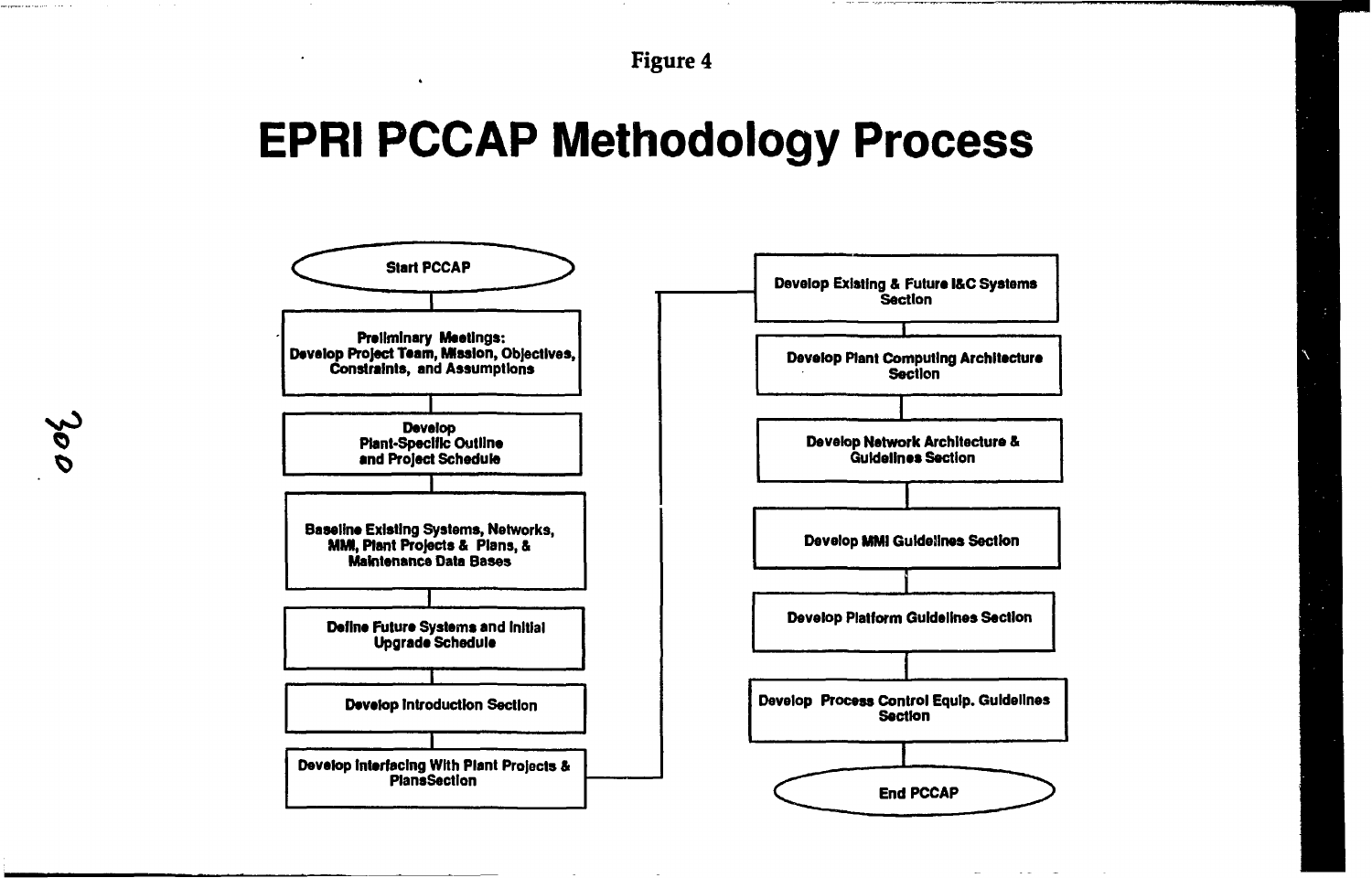Figure 4

# EPRI PCCAP Methodology Process

1. Start PCCAP
2. Preliminary Meetings: Develop Project Team, Mission, Objectives, Constraints, and Assumptions
3. Develop Plant-Specific Outline and Project Schedule
4. Baseline Existing Systems, Networks, MMI, Plant Projects & Plans, & Maintenance Data Bases
5. Define Future Systems and Initial Upgrade Schedule
6. Develop Introduction Section
7. Develop Interfacing With Plant Projects & PlansSection
8. Develop Existing & Future I&C Systems Section
9. Develop Plant Computing Architecture Section
10. Develop Network Architecture & Guidelines Section
11. Develop MMI Guidelines Section
12. Develop Platform Guidelines Section
13. Develop Process Control Equip. Guidelines Section
14. End PCCAP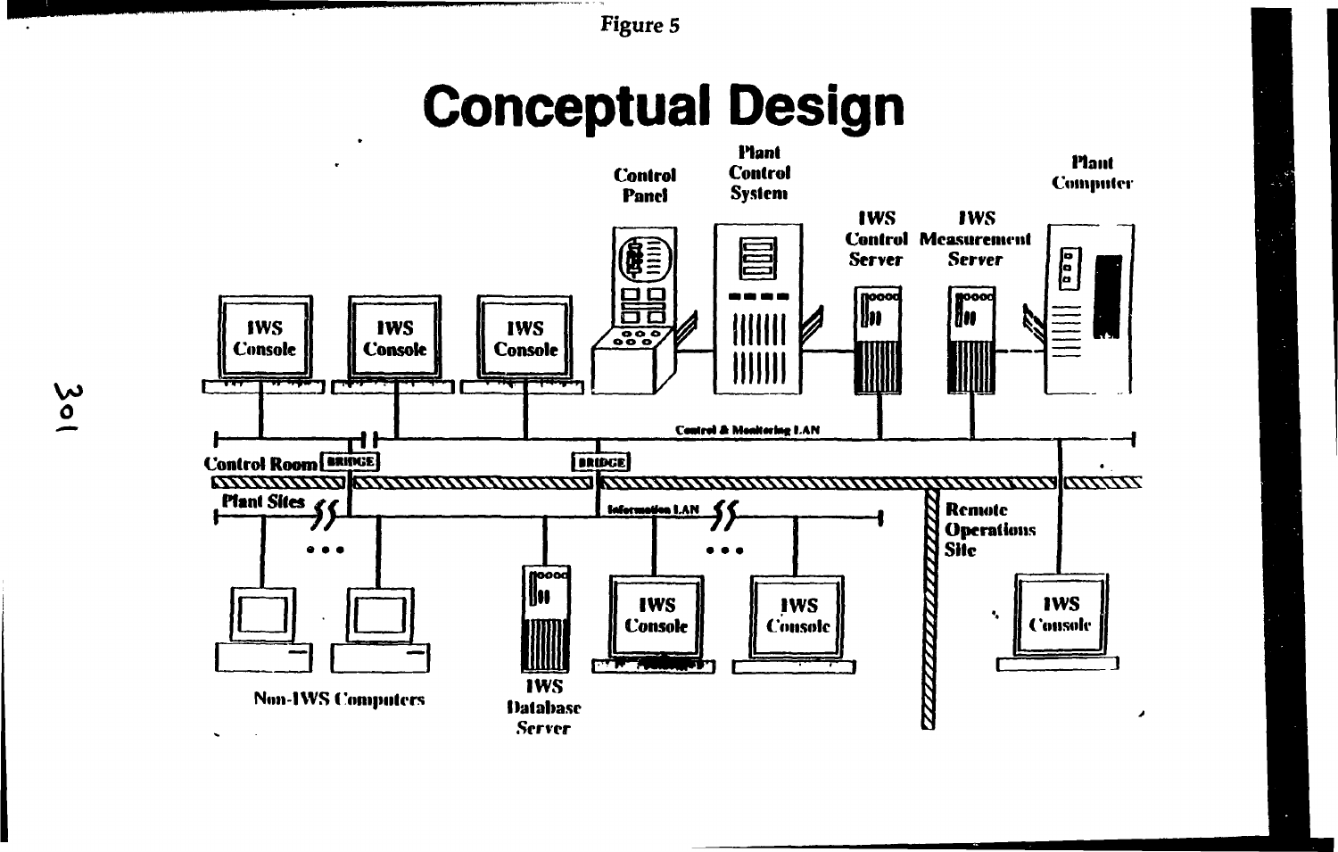Figure 5

# Conceptual Design

Control Panel

Plant Control System

IWS Control Server

IWS Measurement Server

Plant Computer

IWS Console

IWS Console

IWS Console

Control & Monitoring LAN

Control Room

BRIDGE

BRIDGE

Plant Sites

Information LAN

Remote Operations Site

Non-IWS Computers

IWS Database Server

IWS Console

IWS Console

IWS Console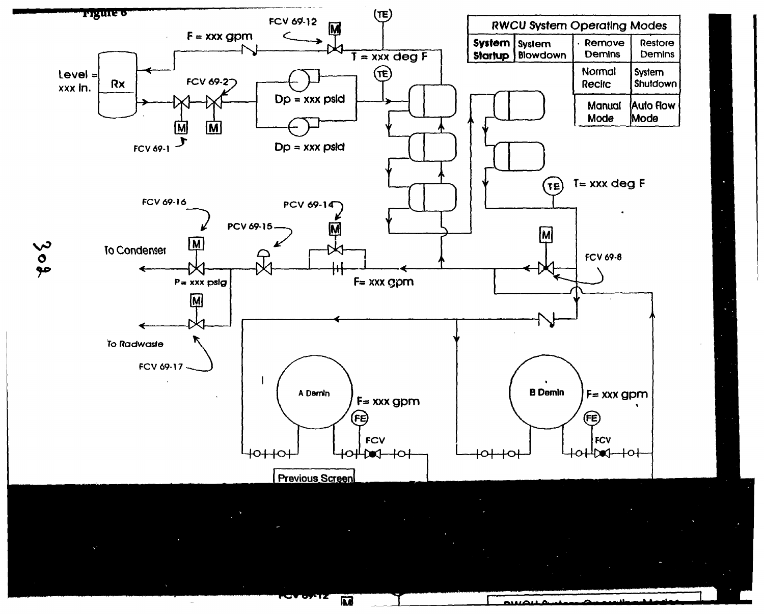Figure 6

| RWCU System Operating Modes | | | |
| --- | --- | --- | --- |
| **System Startup** | System Blowdown | Remove Demins | Restore Demins |
| | | Normal Recirc | System Shutdown |
| | | Manual Mode | Auto Flow Mode |

Level = xxx in.

Rx

F = xxx gpm

FCV 69-12

T = xxx deg F

FCV 69-2

FCV 69-1

Dp = xxx psid

Dp = xxx psid

T= xxx deg F

FCV 69-16

PCV 69-14

PCV 69-15

To Condenser

P= xxx psig

F= xxx gpm

FCV 69-8

To Radwaste

FCV 69-17

A Demin

F= xxx gpm

FCV

B Demin

F= xxx gpm

FCV

Previous Screen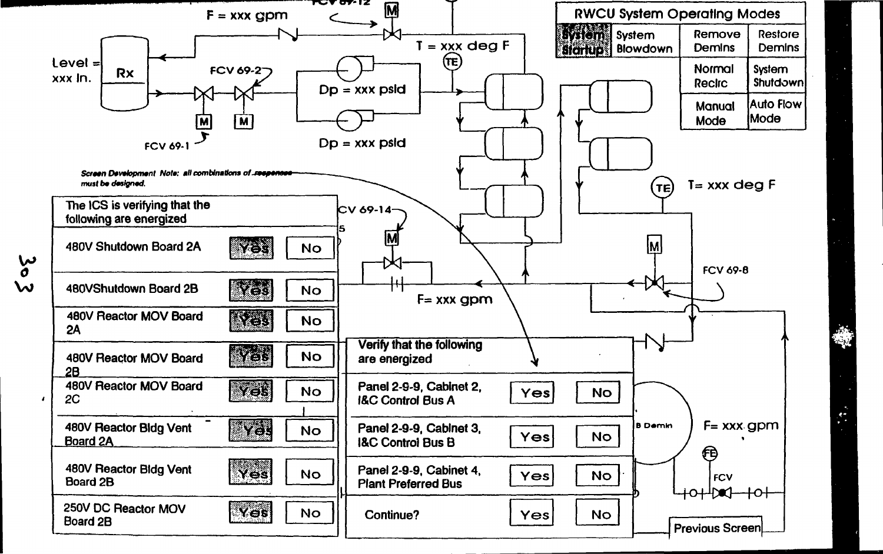RWCU System Operating Modes

| System Startup | System Blowdown | Remove Demins | Restore Demins |
|---|---|---|---|
| | | Normal Recirc | System Shutdown |
| | | Manual Mode | Auto Flow Mode |

F = xxx gpm

FCV 69-12

Level = xxx in.

Rx

FCV 69-2

FCV 69-1

T = xxx deg F

Dp = xxx psid

Dp = xxx psid

T= xxx deg F

FCV 69-14

FCV 69-8

F= xxx gpm

B Demin

F= xxx gpm

FCV

*Screen Development Note: all combinations of responses must be designed.*

| The ICS is verifying that the following are energized | | |
|---|---|---|
| 480V Shutdown Board 2A | Yes | No |
| 480VShutdown Board 2B | Yes | No |
| 480V Reactor MOV Board 2A | Yes | No |
| 480V Reactor MOV Board 2B | Yes | No |
| 480V Reactor MOV Board 2C | Yes | No |
| 480V Reactor Bldg Vent Board 2A | Yes | No |
| 480V Reactor Bldg Vent Board 2B | Yes | No |
| 250V DC Reactor MOV Board 2B | Yes | No |

| Verify that the following are energized | | |
|---|---|---|
| Panel 2-9-9, Cabinet 2, I&C Control Bus A | Yes | No |
| Panel 2-9-9, Cabinet 3, I&C Control Bus B | Yes | No |
| Panel 2-9-9, Cabinet 4, Plant Preferred Bus | Yes | No |
| Continue? | Yes | No |

Previous Screen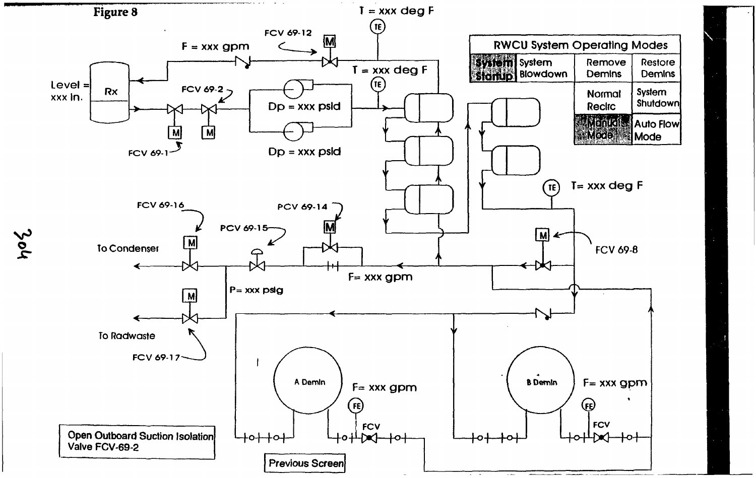**Figure 8**

| RWCU System Operating Modes | | | |
|---|---|---|---|
| System Startup | System Blowdown | Remove Demins | Restore Demins |
| | | Normal Recirc | System Shutdown |
| | | Manual Mode | Auto Flow Mode |

F = xxx gpm

FCV 69-12

T = xxx deg F

T = xxx deg F

Level = xxx in.

Rx

FCV 69-2

FCV 69-1

Dp = xxx psid

Dp = xxx psid

T= xxx deg F

FCV 69-16

PCV 69-14

PCV 69-15

To Condenser

FCV 69-8

F= xxx gpm

P= xxx psig

To Radwaste

FCV 69-17

A Demin

F= xxx gpm

FCV

B Demin

F= xxx gpm

FCV

Open Outboard Suction Isolation Valve FCV-69-2

Previous Screen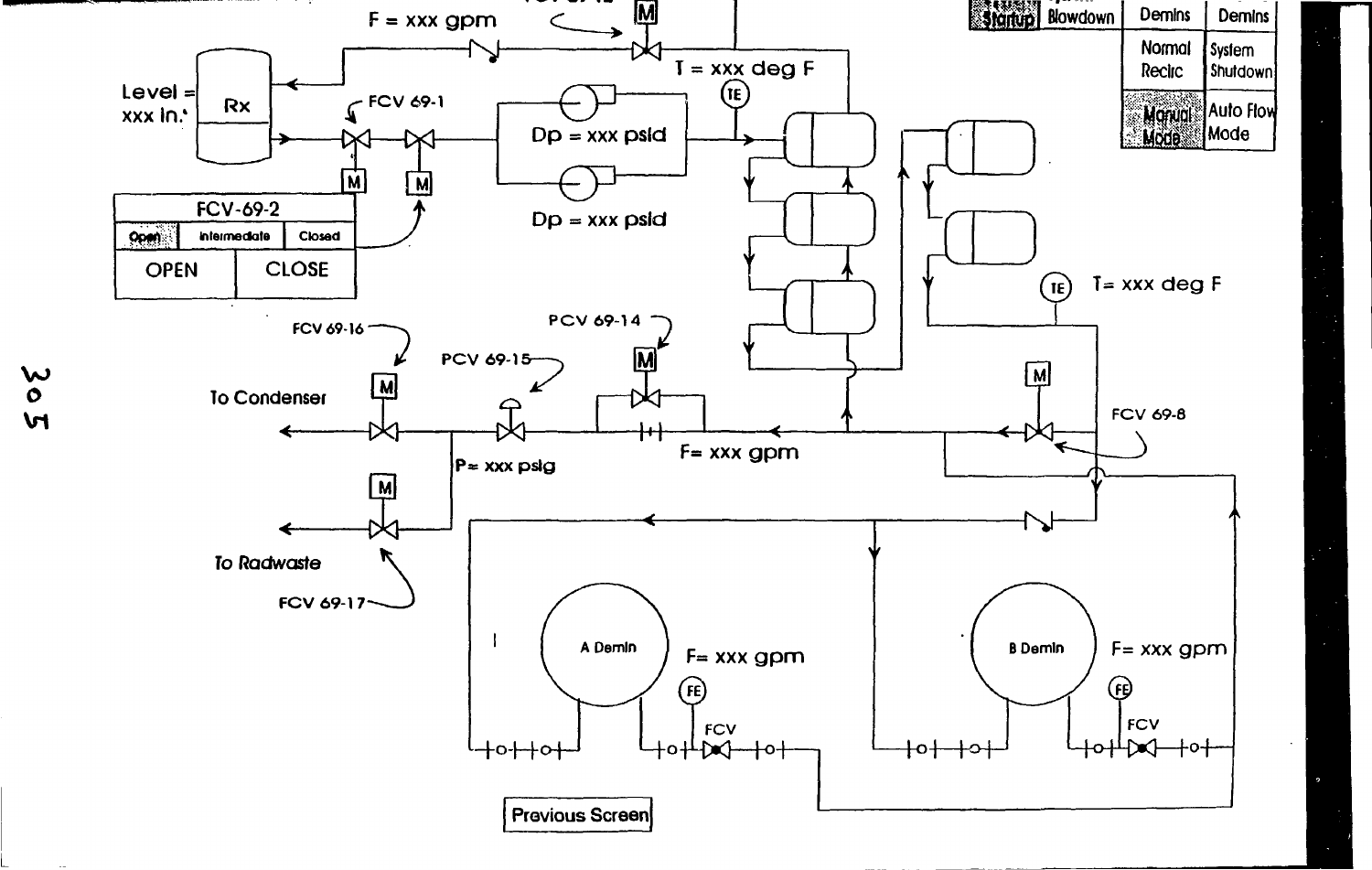| Startup | Blowdown | Demins | Demins |
|---|---|---|---|
| | | Normal Recirc | System Shutdown |
| | | Manual Mode | Auto Flow Mode |

F = xxx gpm

Level = xxx in.

Rx

FCV 69-1

T = xxx deg F

Dp = xxx psid

Dp = xxx psid

| FCV-69-2 | | |
|---|---|---|
| Open | Intermediate | Closed |
| OPEN | | CLOSE |

T= xxx deg F

FCV 69-16

PCV 69-14

PCV 69-15

To Condenser

FCV 69-8

F= xxx gpm

P= xxx psig

To Radwaste

FCV 69-17

A Demin

F= xxx gpm

FCV

B Demin

F= xxx gpm

FCV

Previous Screen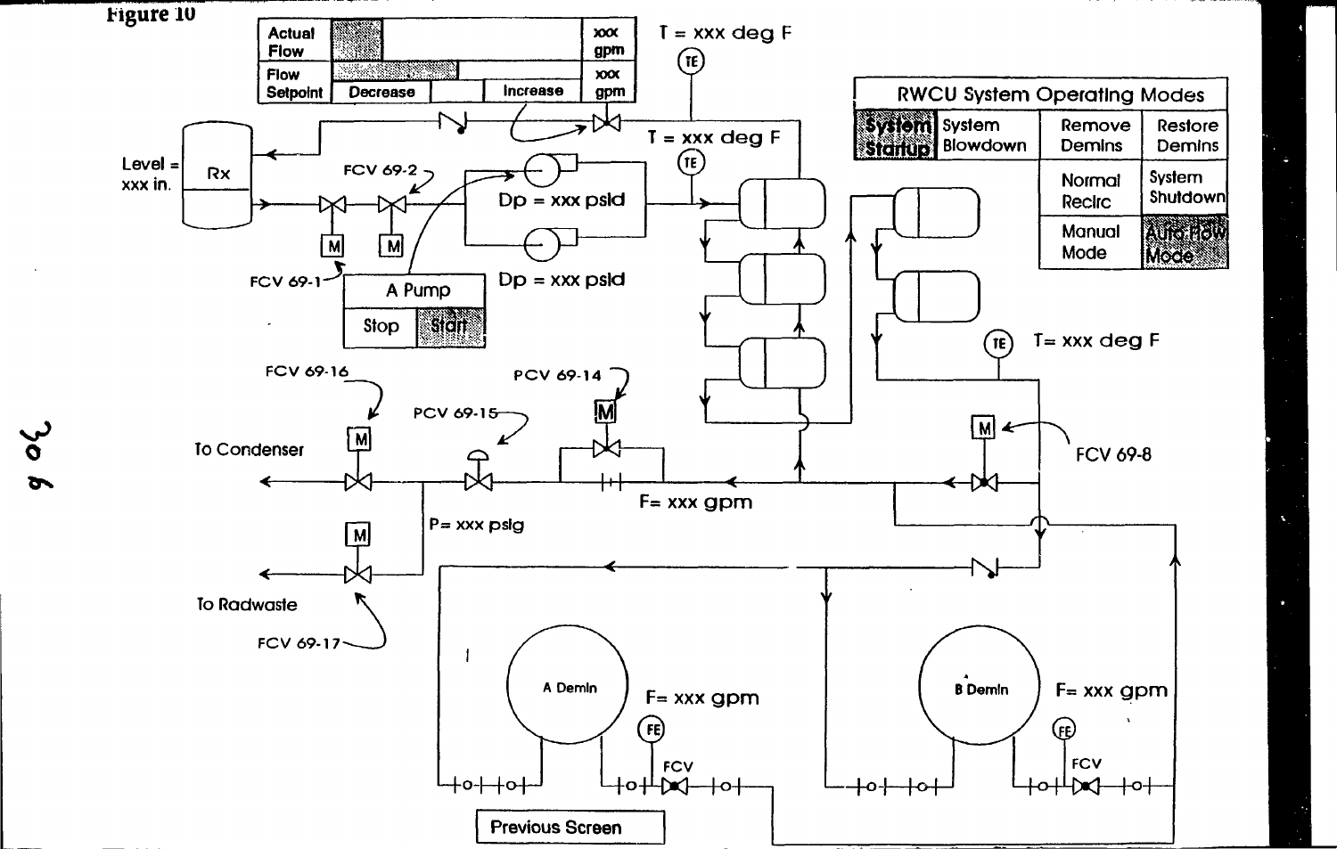# Figure 10

| Actual Flow | | xxx gpm |
|---|---|---|
| Flow Setpoint | Decrease / Increase | xxx gpm |

T = xxx deg F

T = xxx deg F

Level = xxx in.

Rx

FCV 69-2

FCV 69-1

Dp = xxx psid

Dp = xxx psid

| A Pump | |
|---|---|
| Stop | Start |

| RWCU System Operating Modes | | | |
|---|---|---|---|
| System Startup | System Blowdown | Remove Demins | Restore Demins |
| | | Normal Recirc | System Shutdown |
| | | Manual Mode | Auto Flow Mode |

T= xxx deg F

FCV 69-16

PCV 69-14

PCV 69-15

To Condenser

FCV 69-8

F= xxx gpm

P= xxx psig

To Radwaste

FCV 69-17

A Demin

F= xxx gpm

FCV

B Demin

F= xxx gpm

FCV

Previous Screen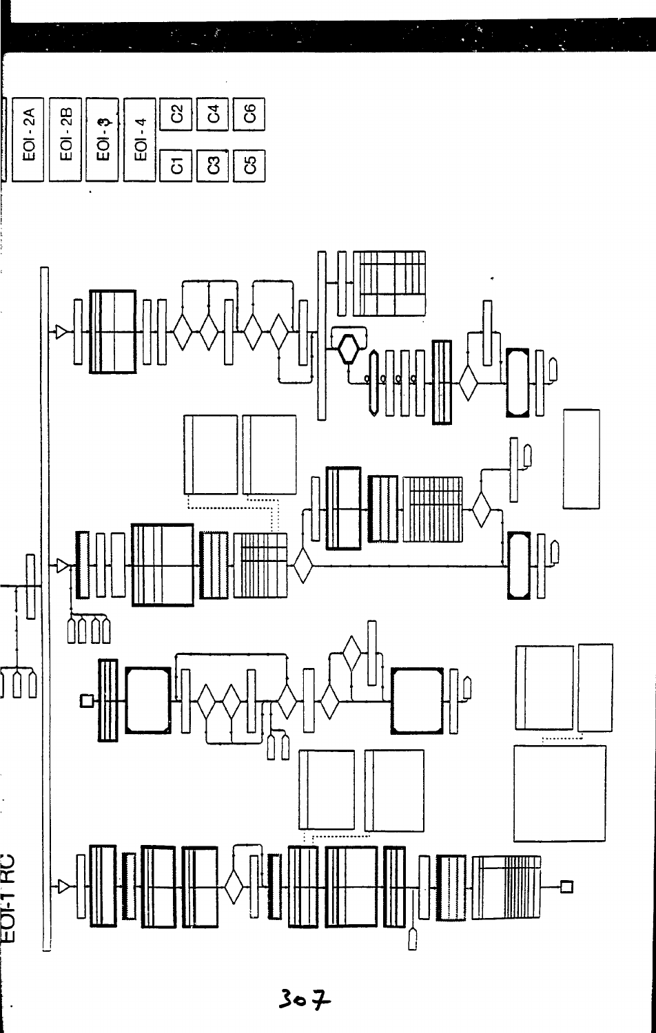EOI-1 RC

EOI - 2A

EOI - 2B

EOI - 3

EOI - 4

C1

C2

C3

C4

C5

C6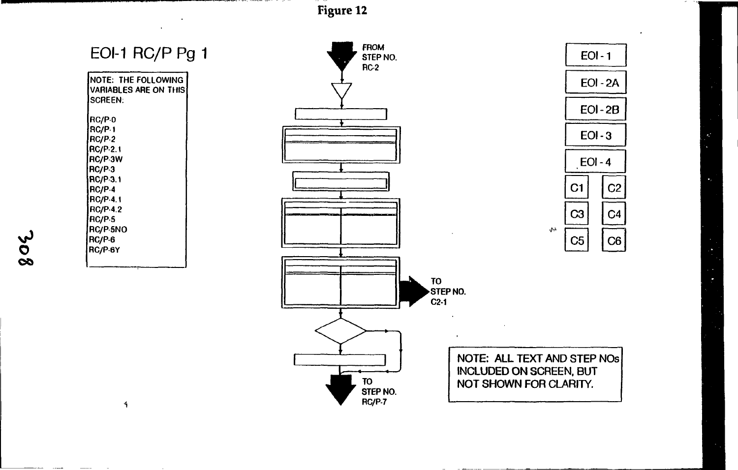Figure 12

EOI-1 RC/P Pg 1

NOTE: THE FOLLOWING VARIABLES ARE ON THIS SCREEN:

RC/P-0
RC/P-1
RC/P-2
RC/P-2.1
RC/P-3W
RC/P-3
RC/P-3.1
RC/P-4
RC/P-4.1
RC/P-4.2
RC/P-5
RC/P-5NO
RC/P-6
RC/P-6Y

FROM STEP NO. RC-2

TO STEP NO. C2-1

TO STEP NO. RC/P-7

EOI - 1
EOI - 2A
EOI - 2B
EOI - 3
EOI - 4
C1
C2
C3
C4
C5
C6

NOTE: ALL TEXT AND STEP NOs INCLUDED ON SCREEN, BUT NOT SHOWN FOR CLARITY.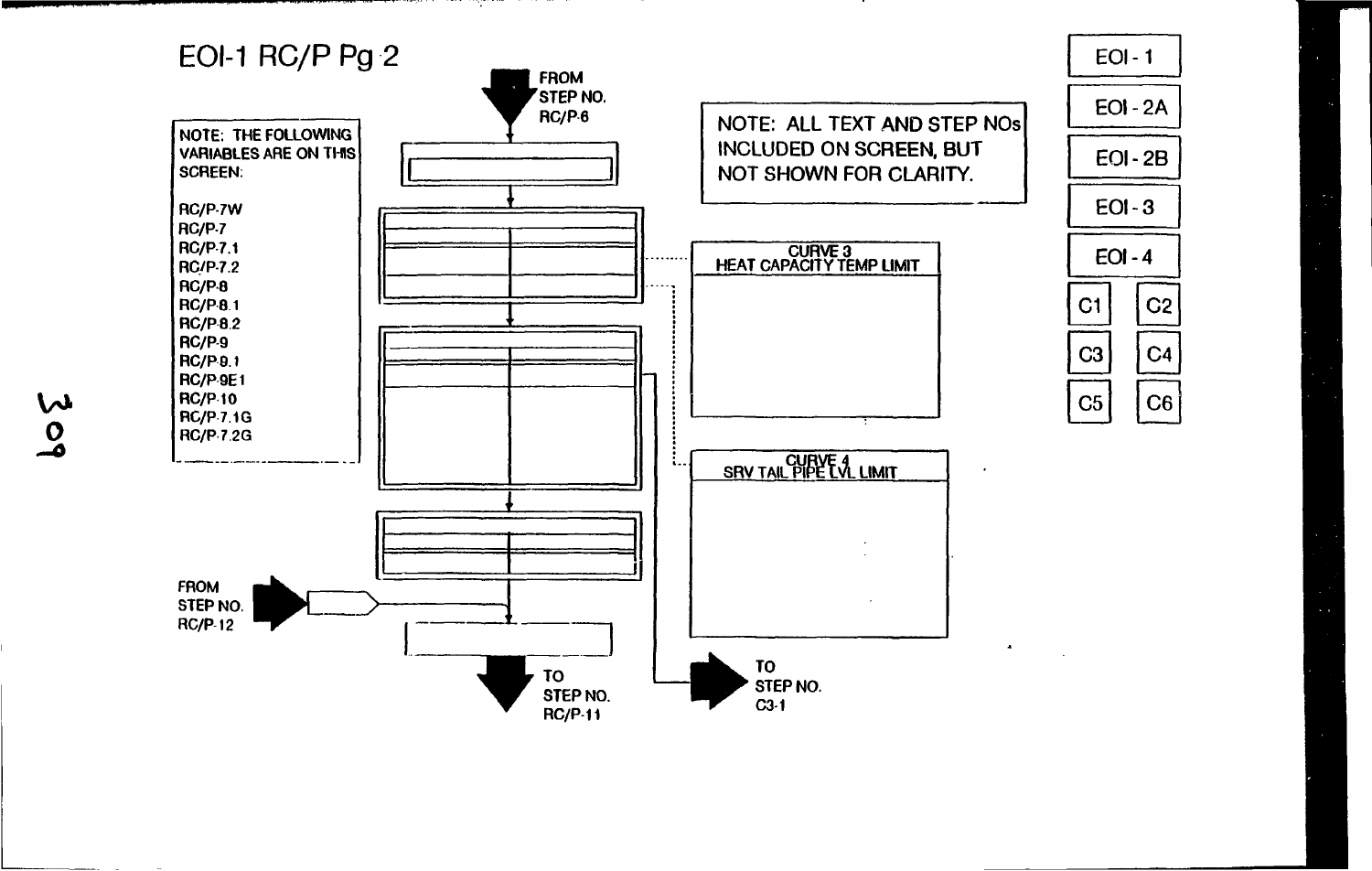# EOI-1 RC/P Pg 2

FROM STEP NO. RC/P-6

NOTE: THE FOLLOWING VARIABLES ARE ON THIS SCREEN:

RC/P-7W
RC/P-7
RC/P-7.1
RC/P-7.2
RC/P-8
RC/P-8.1
RC/P-8.2
RC/P-9
RC/P-9.1
RC/P-9E1
RC/P-10
RC/P-7.1G
RC/P-7.2G

NOTE: ALL TEXT AND STEP NOs INCLUDED ON SCREEN, BUT NOT SHOWN FOR CLARITY.

CURVE 3
HEAT CAPACITY TEMP LIMIT

CURVE 4
SRV TAIL PIPE LVL LIMIT

FROM STEP NO. RC/P-12

TO STEP NO. RC/P-11

TO STEP NO. C3-1

EOI - 1
EOI - 2A
EOI - 2B
EOI - 3
EOI - 4

C1 C2
C3 C4
C5 C6

309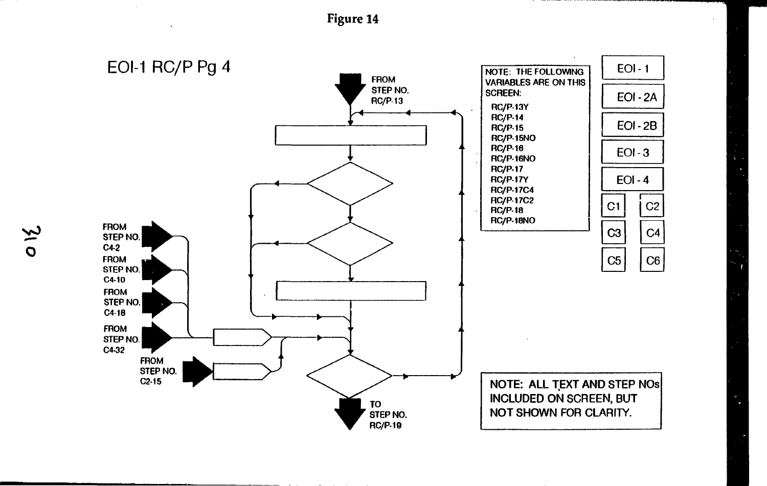# Figure 14

EOI-1 RC/P Pg 4

FROM STEP NO. RC/P-13

FROM STEP NO. C4-2

FROM STEP NO. C4-10

FROM STEP NO. C4-18

FROM STEP NO. C4-32

FROM STEP NO. C2-15

TO STEP NO. RC/P-19

NOTE: THE FOLLOWING VARIABLES ARE ON THIS SCREEN:

- RC/P-13Y
- RC/P-14
- RC/P-15
- RC/P-15NO
- RC/P-16
- RC/P-16NO
- RC/P-17
- RC/P-17Y
- RC/P-17C4
- RC/P-17C2
- RC/P-18
- RC/P-18NO

EOI - 1

EOI - 2A

EOI - 2B

EOI - 3

EOI - 4

C1 C2

C3 C4

C5 C6

NOTE: ALL TEXT AND STEP NOs INCLUDED ON SCREEN, BUT NOT SHOWN FOR CLARITY.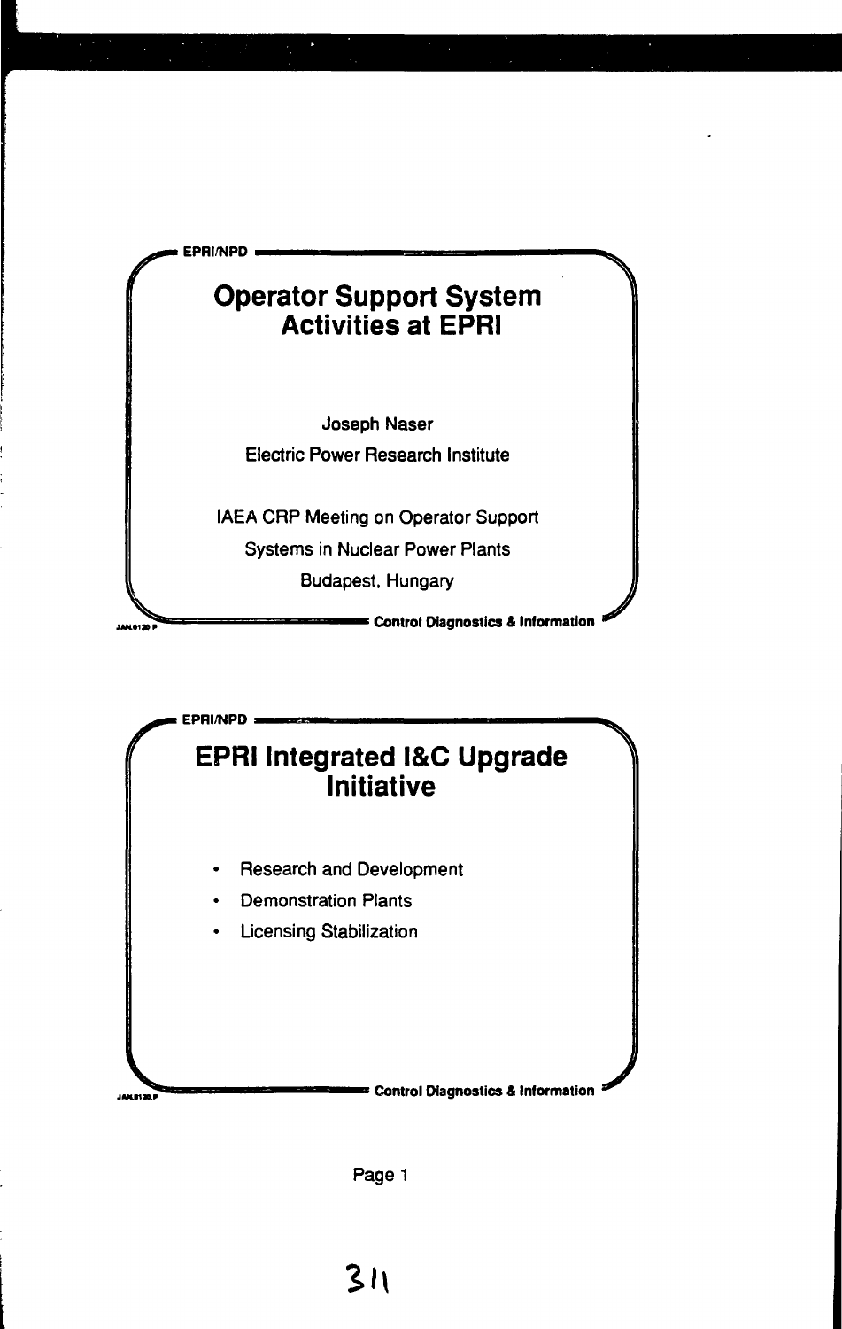EPRI/NPD

# Operator Support System Activities at EPRI

Joseph Naser

Electric Power Research Institute

IAEA CRP Meeting on Operator Support Systems in Nuclear Power Plants

Budapest, Hungary

Control Diagnostics & Information

EPRI/NPD

# EPRI Integrated I&C Upgrade Initiative

- Research and Development
- Demonstration Plants
- Licensing Stabilization

Control Diagnostics & Information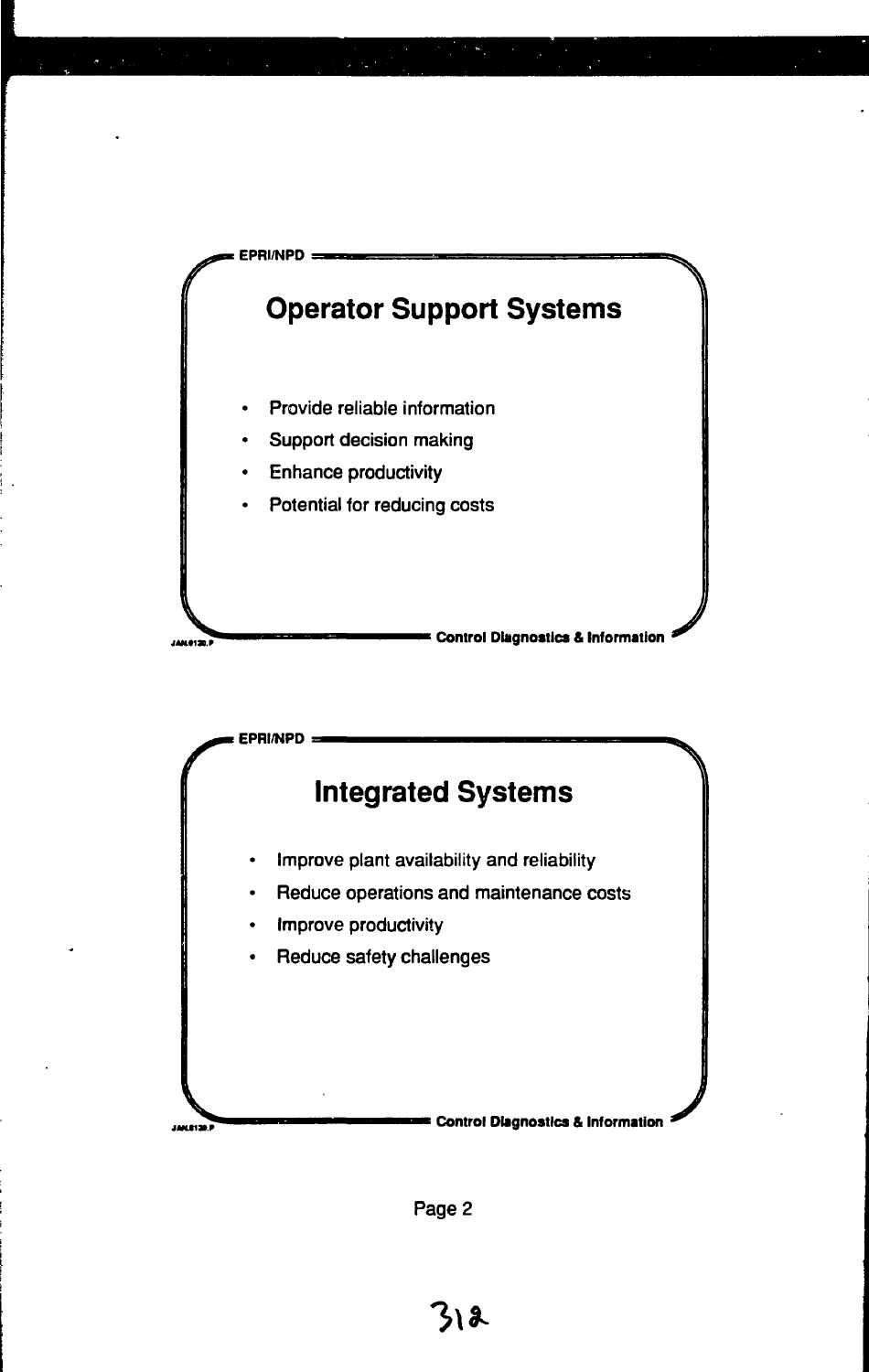EPRI/NPD

## Operator Support Systems

- Provide reliable information
- Support decision making
- Enhance productivity
- Potential for reducing costs

Control Diagnostics & Information

EPRI/NPD

## Integrated Systems

- Improve plant availability and reliability
- Reduce operations and maintenance costs
- Improve productivity
- Reduce safety challenges

Control Diagnostics & Information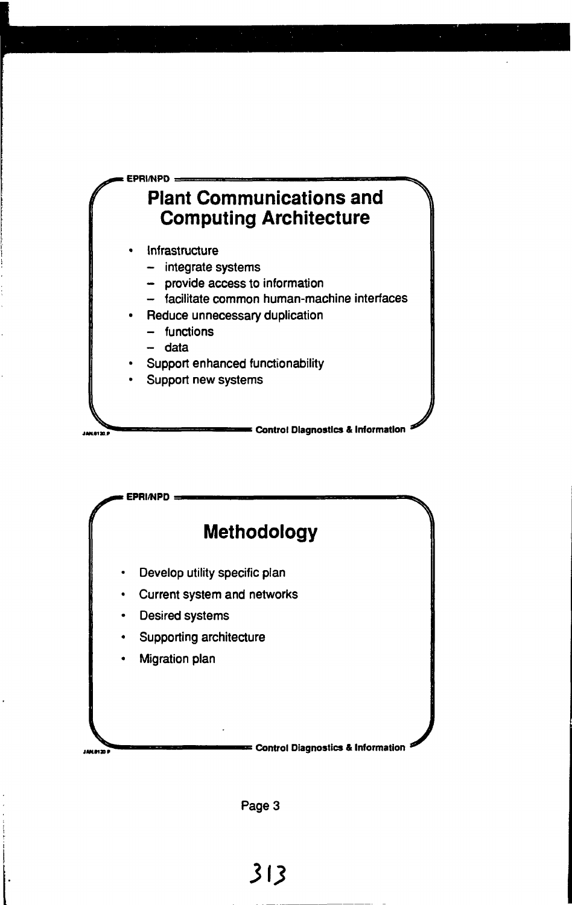EPRI/NPD

## Plant Communications and Computing Architecture

- Infrastructure
  - integrate systems
  - provide access to information
  - facilitate common human-machine interfaces
- Reduce unnecessary duplication
  - functions
  - data
- Support enhanced functionability
- Support new systems

Control Diagnostics & Information

EPRI/NPD

## Methodology

- Develop utility specific plan
- Current system and networks
- Desired systems
- Supporting architecture
- Migration plan

Control Diagnostics & Information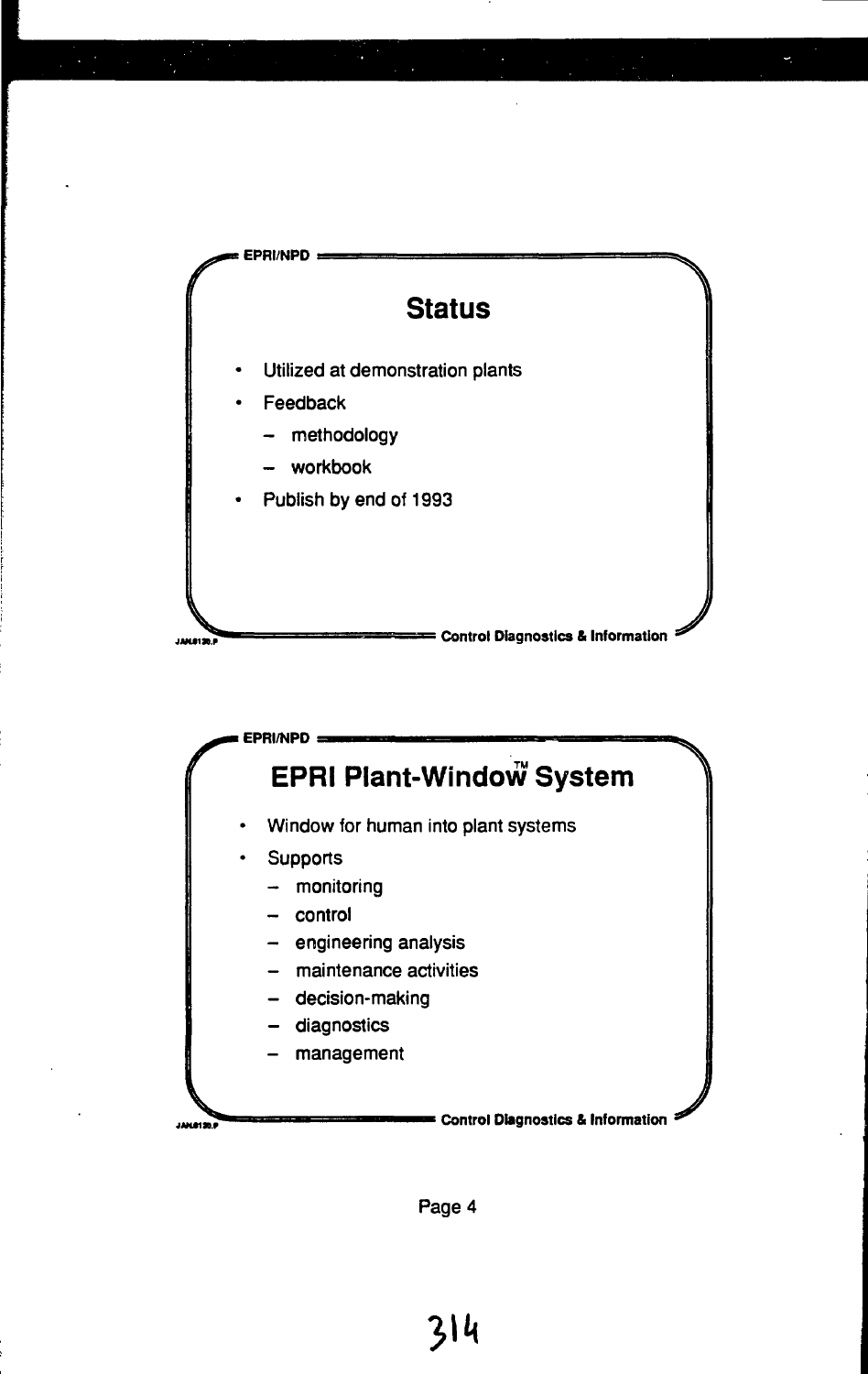EPRI/NPD

## Status

- Utilized at demonstration plants
- Feedback
  - methodology
  - workbook
- Publish by end of 1993

Control Diagnostics & Information

EPRI/NPD

## EPRI Plant-Window™ System

- Window for human into plant systems
- Supports
  - monitoring
  - control
  - engineering analysis
  - maintenance activities
  - decision-making
  - diagnostics
  - management

Control Diagnostics & Information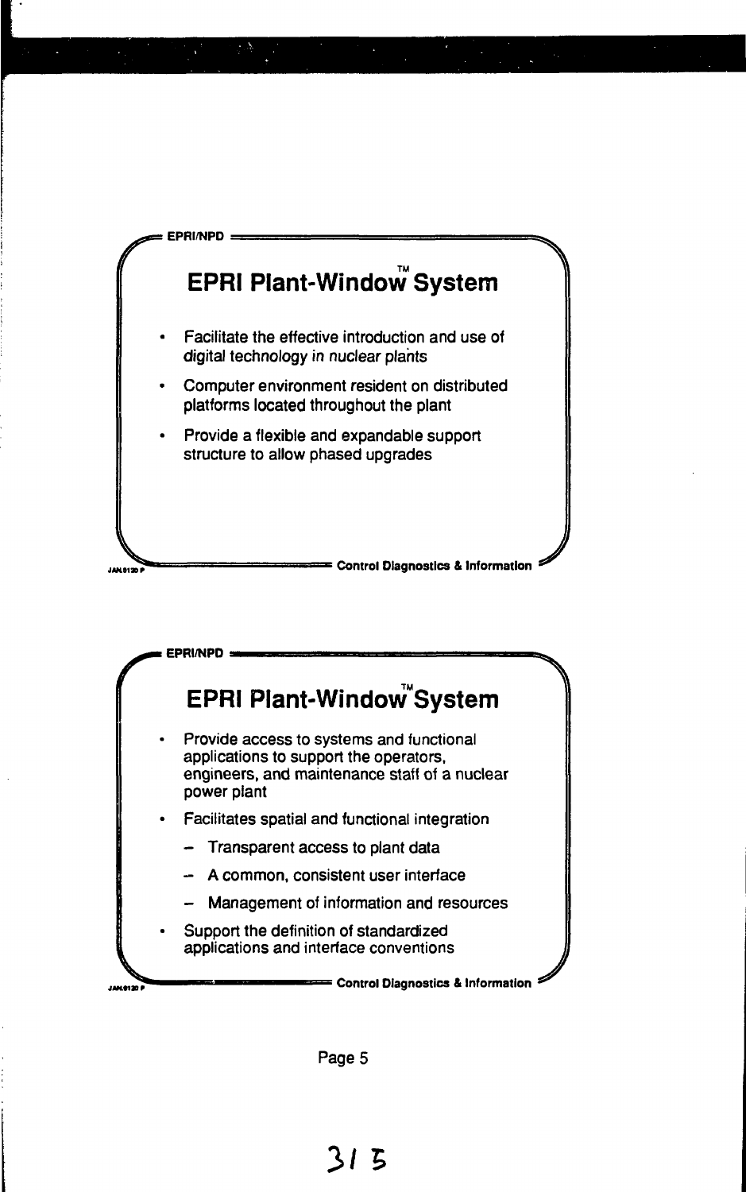EPRI/NPD

## EPRI Plant-Window™ System

- Facilitate the effective introduction and use of digital technology in nuclear plants
- Computer environment resident on distributed platforms located throughout the plant
- Provide a flexible and expandable support structure to allow phased upgrades

Control Diagnostics & Information

EPRI/NPD

## EPRI Plant-Window™ System

- Provide access to systems and functional applications to support the operators, engineers, and maintenance staff of a nuclear power plant
- Facilitates spatial and functional integration
  - Transparent access to plant data
  - A common, consistent user interface
  - Management of information and resources
- Support the definition of standardized applications and interface conventions

Control Diagnostics & Information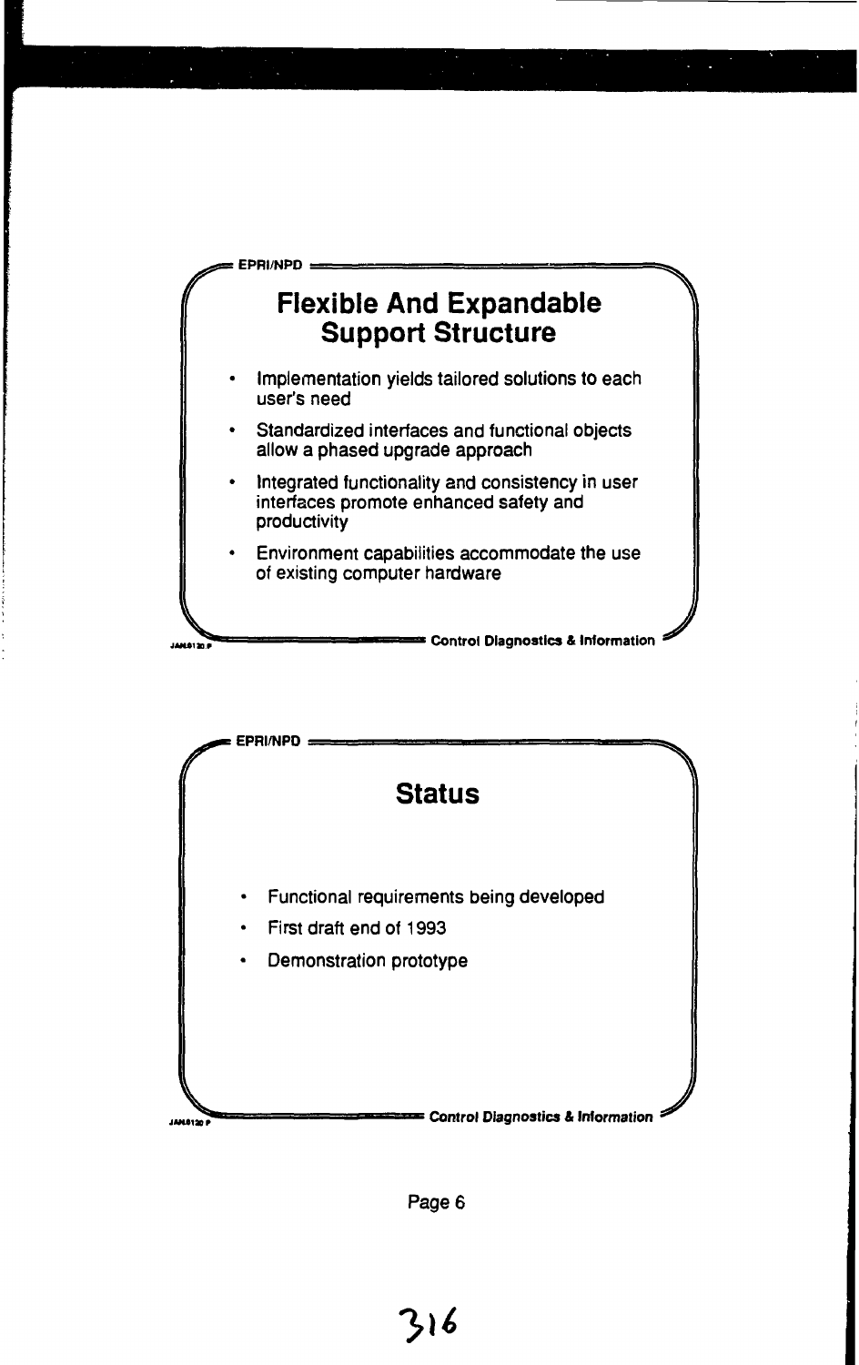EPRI/NPD

## Flexible And Expandable Support Structure

- Implementation yields tailored solutions to each user's need
- Standardized interfaces and functional objects allow a phased upgrade approach
- Integrated functionality and consistency in user interfaces promote enhanced safety and productivity
- Environment capabilities accommodate the use of existing computer hardware

Control Diagnostics & Information

EPRI/NPD

## Status

- Functional requirements being developed
- First draft end of 1993
- Demonstration prototype

Control Diagnostics & Information